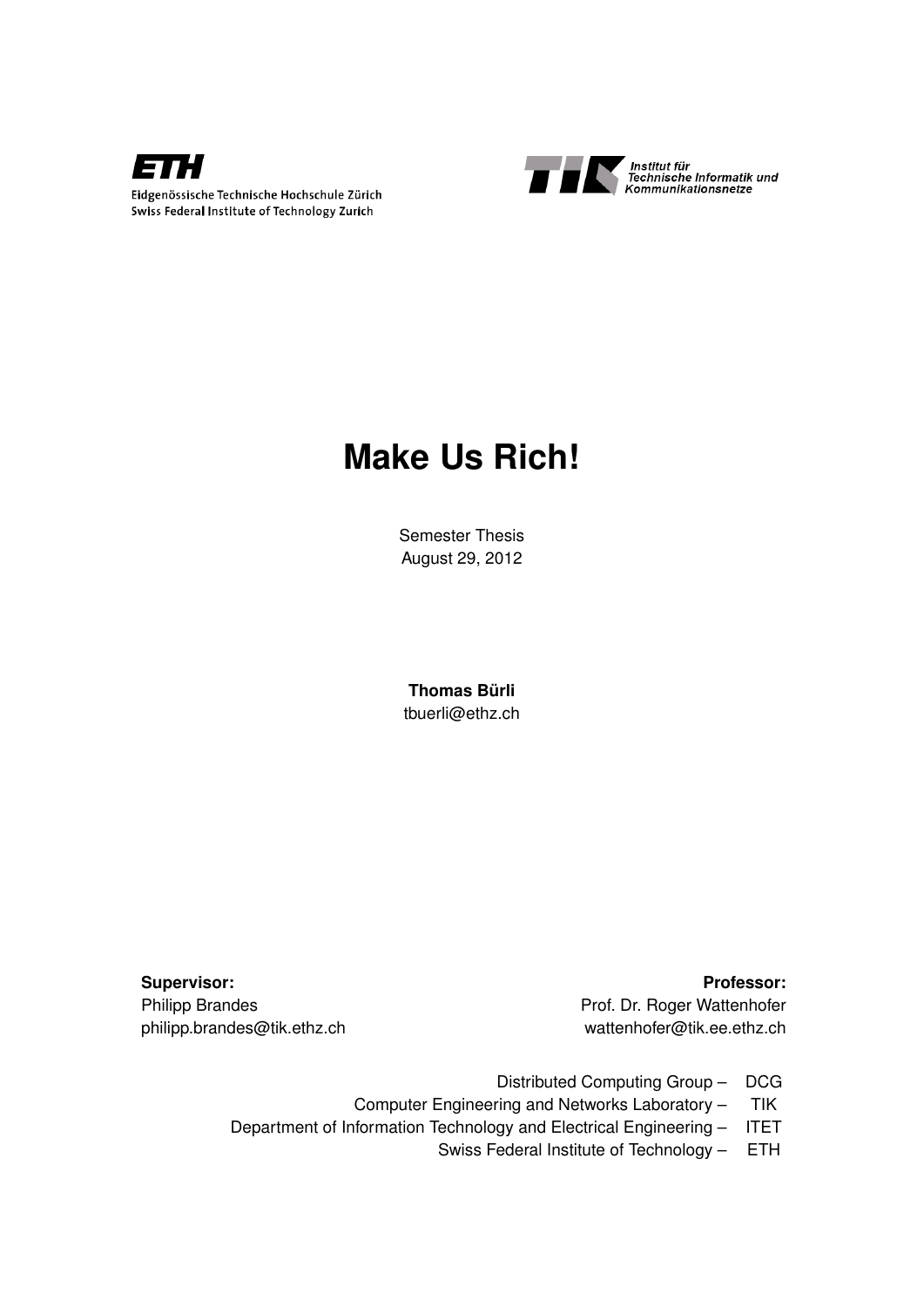ETH

Eidgenössische Technische Hochschule Zürich
Swiss Federal Institute of Technology Zurich

TIK Institut für Technische Informatik und Kommunikationsnetze

# Make Us Rich!

Semester Thesis
August 29, 2012

**Thomas Bürli**
tbuerli@ethz.ch

**Supervisor:**
Philipp Brandes
philipp.brandes@tik.ethz.ch

**Professor:**
Prof. Dr. Roger Wattenhofer
wattenhofer@tik.ee.ethz.ch

Distributed Computing Group – DCG
Computer Engineering and Networks Laboratory – TIK
Department of Information Technology and Electrical Engineering – ITET
Swiss Federal Institute of Technology – ETH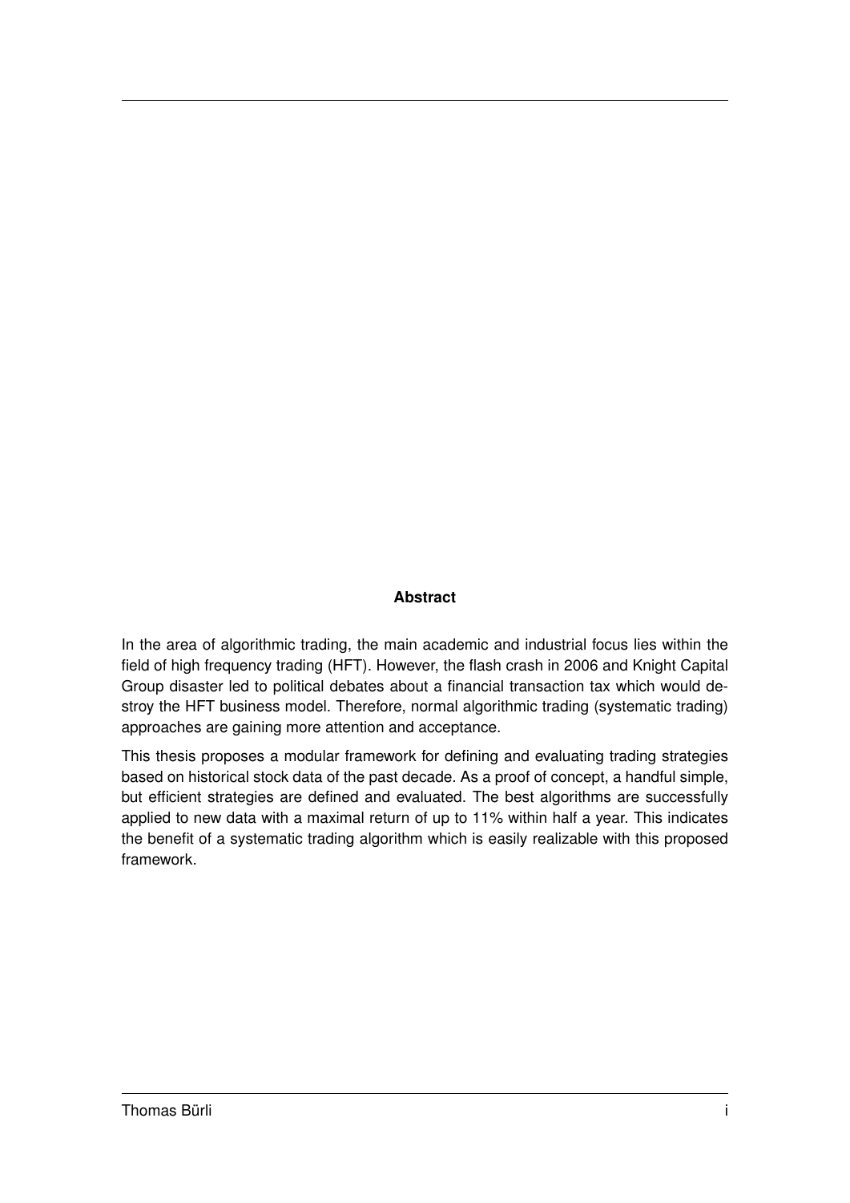## Abstract

In the area of algorithmic trading, the main academic and industrial focus lies within the field of high frequency trading (HFT). However, the flash crash in 2006 and Knight Capital Group disaster led to political debates about a financial transaction tax which would destroy the HFT business model. Therefore, normal algorithmic trading (systematic trading) approaches are gaining more attention and acceptance.

This thesis proposes a modular framework for defining and evaluating trading strategies based on historical stock data of the past decade. As a proof of concept, a handful simple, but efficient strategies are defined and evaluated. The best algorithms are successfully applied to new data with a maximal return of up to 11% within half a year. This indicates the benefit of a systematic trading algorithm which is easily realizable with this proposed framework.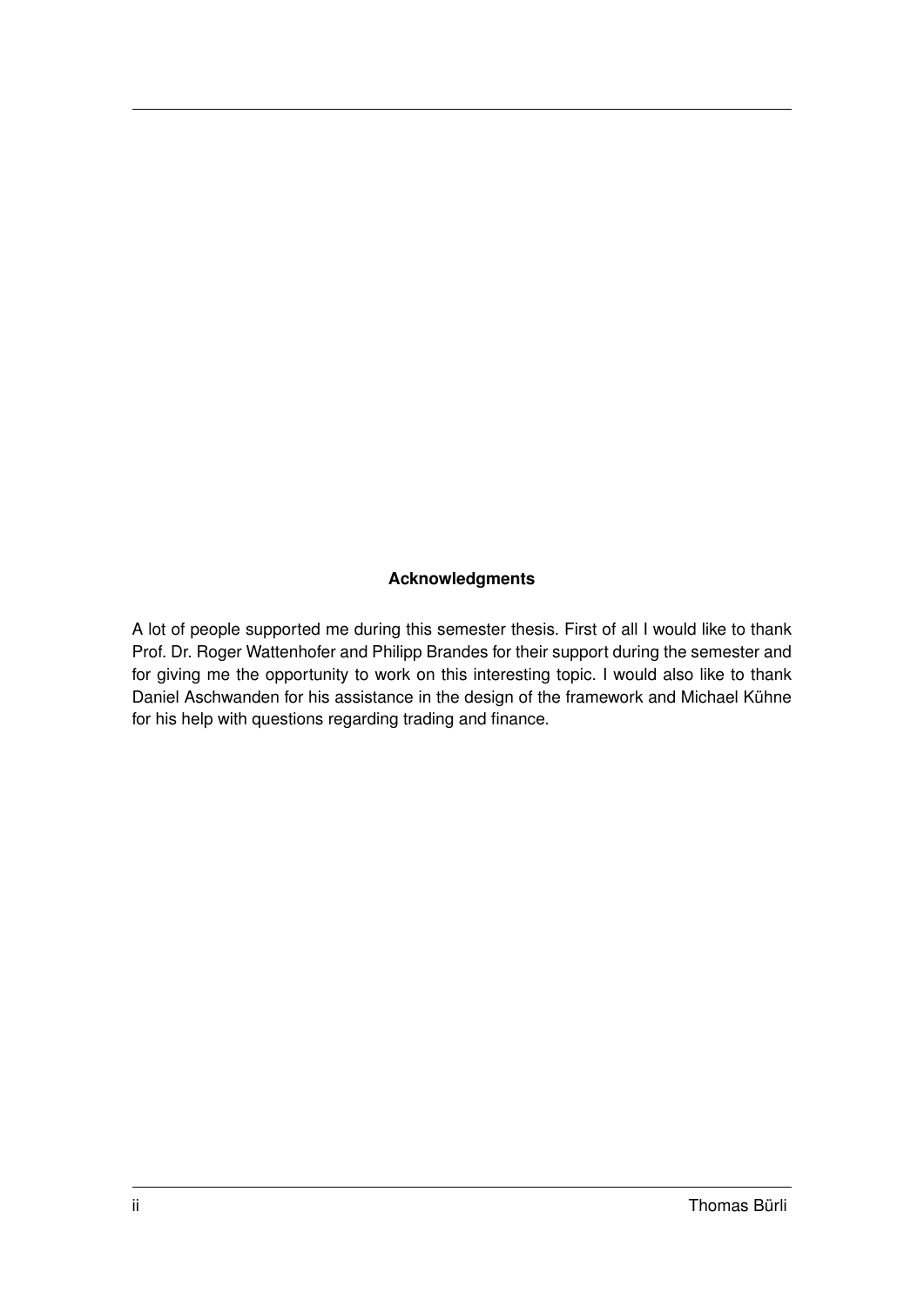**Acknowledgments**

A lot of people supported me during this semester thesis. First of all I would like to thank Prof. Dr. Roger Wattenhofer and Philipp Brandes for their support during the semester and for giving me the opportunity to work on this interesting topic. I would also like to thank Daniel Aschwanden for his assistance in the design of the framework and Michael Kühne for his help with questions regarding trading and finance.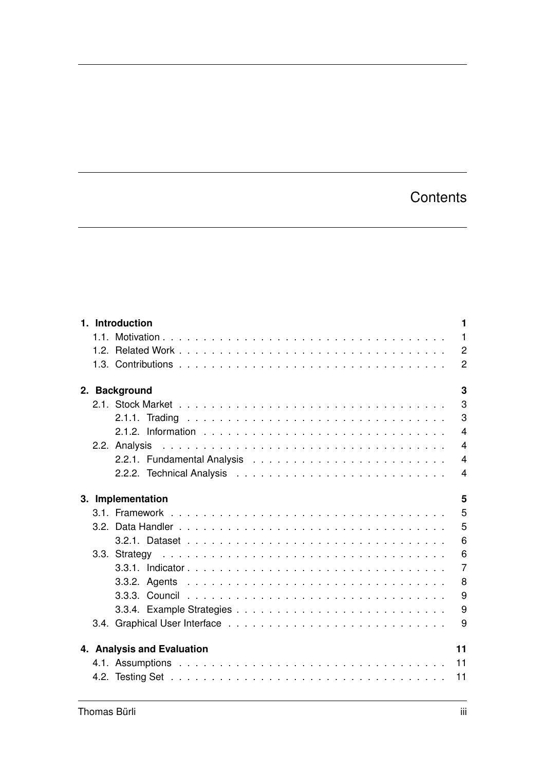# Contents

**1. Introduction** **1**

- 1.1. Motivation . . . . . . . . . . 1
- 1.2. Related Work . . . . . . . . . . 2
- 1.3. Contributions . . . . . . . . . . 2

**2. Background** **3**

- 2.1. Stock Market . . . . . . . . . . 3
  - 2.1.1. Trading . . . . . . . . . . 3
  - 2.1.2. Information . . . . . . . . . . 4
- 2.2. Analysis . . . . . . . . . . 4
  - 2.2.1. Fundamental Analysis . . . . . . . . . . 4
  - 2.2.2. Technical Analysis . . . . . . . . . . 4

**3. Implementation** **5**

- 3.1. Framework . . . . . . . . . . 5
- 3.2. Data Handler . . . . . . . . . . 5
  - 3.2.1. Dataset . . . . . . . . . . 6
- 3.3. Strategy . . . . . . . . . . 6
  - 3.3.1. Indicator . . . . . . . . . . 7
  - 3.3.2. Agents . . . . . . . . . . 8
  - 3.3.3. Council . . . . . . . . . . 9
  - 3.3.4. Example Strategies . . . . . . . . . . 9
- 3.4. Graphical User Interface . . . . . . . . . . 9

**4. Analysis and Evaluation** **11**

- 4.1. Assumptions . . . . . . . . . . 11
- 4.2. Testing Set . . . . . . . . . . 11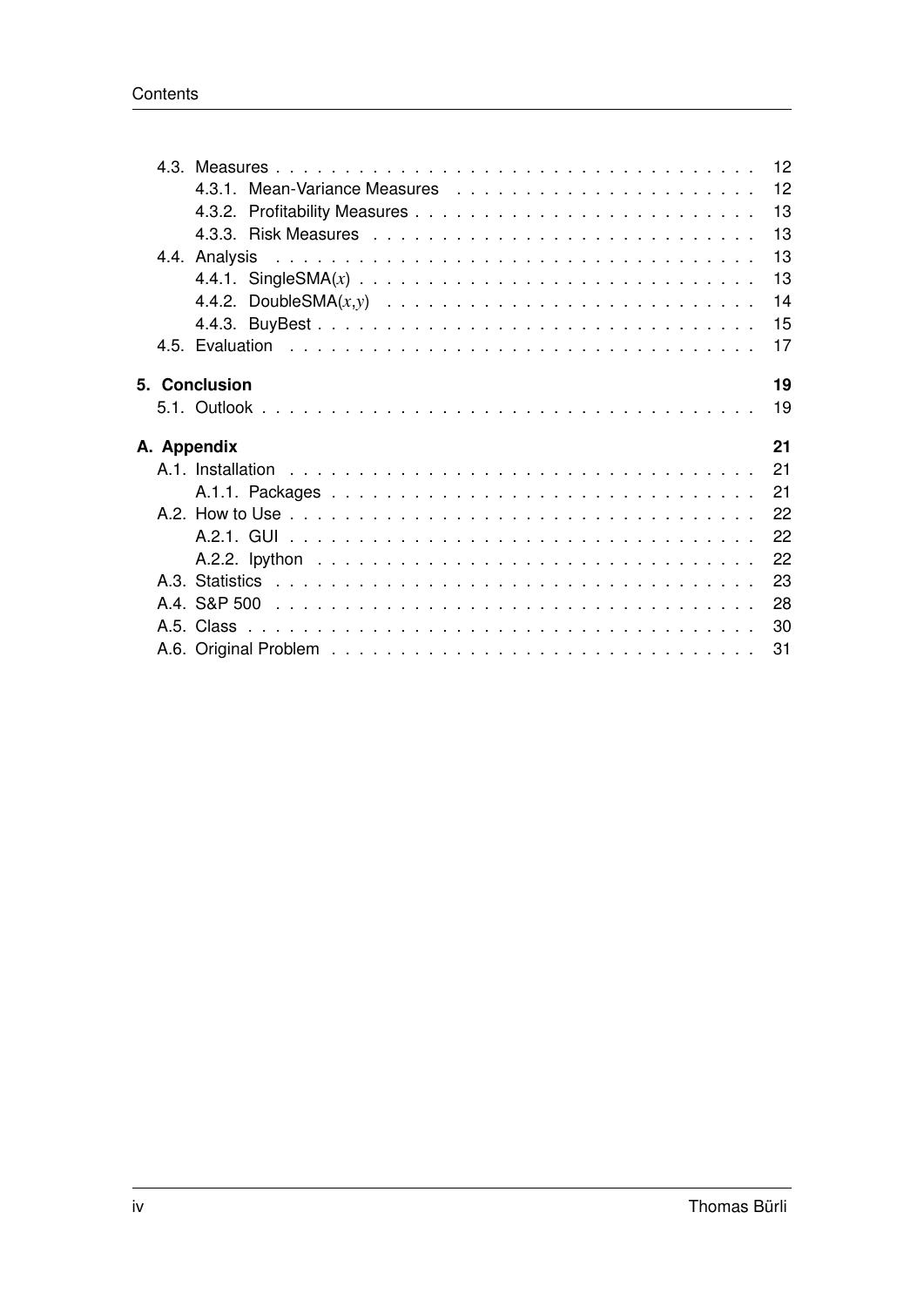- 4.3. Measures . . . . . 12
  - 4.3.1. Mean-Variance Measures . . . . . 12
  - 4.3.2. Profitability Measures . . . . . 13
  - 4.3.3. Risk Measures . . . . . 13
- 4.4. Analysis . . . . . 13
  - 4.4.1. SingleSMA($x$) . . . . . 13
  - 4.4.2. DoubleSMA($x$,$y$) . . . . . 14
  - 4.4.3. BuyBest . . . . . 15
- 4.5. Evaluation . . . . . 17

**5. Conclusion** **19**
- 5.1. Outlook . . . . . 19

**A. Appendix** **21**
- A.1. Installation . . . . . 21
  - A.1.1. Packages . . . . . 21
- A.2. How to Use . . . . . 22
  - A.2.1. GUI . . . . . 22
  - A.2.2. Ipython . . . . . 22
- A.3. Statistics . . . . . 23
- A.4. S&P 500 . . . . . 28
- A.5. Class . . . . . 30
- A.6. Original Problem . . . . . 31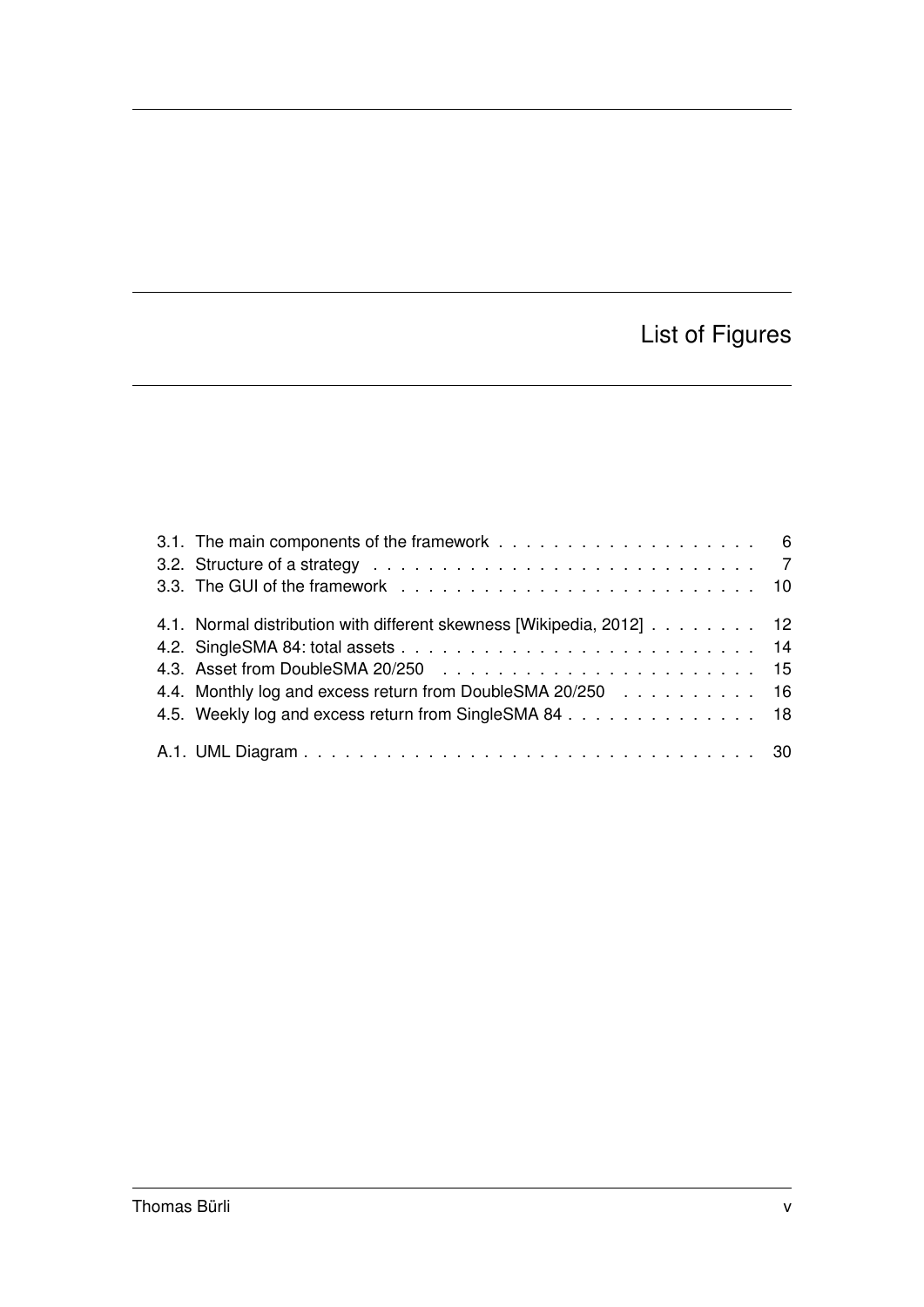# List of Figures

3.1. The main components of the framework . . . . . . . . . . . . . . . . . . . 6
3.2. Structure of a strategy . . . . . . . . . . . . . . . . . . . . . . . . . . . 7
3.3. The GUI of the framework . . . . . . . . . . . . . . . . . . . . . . . . . 10

4.1. Normal distribution with different skewness [Wikipedia, 2012] . . . . . . . . 12
4.2. SingleSMA 84: total assets . . . . . . . . . . . . . . . . . . . . . . . . . 14
4.3. Asset from DoubleSMA 20/250 . . . . . . . . . . . . . . . . . . . . . . . 15
4.4. Monthly log and excess return from DoubleSMA 20/250 . . . . . . . . . . 16
4.5. Weekly log and excess return from SingleSMA 84 . . . . . . . . . . . . . . 18

A.1. UML Diagram . . . . . . . . . . . . . . . . . . . . . . . . . . . . . . . . . 30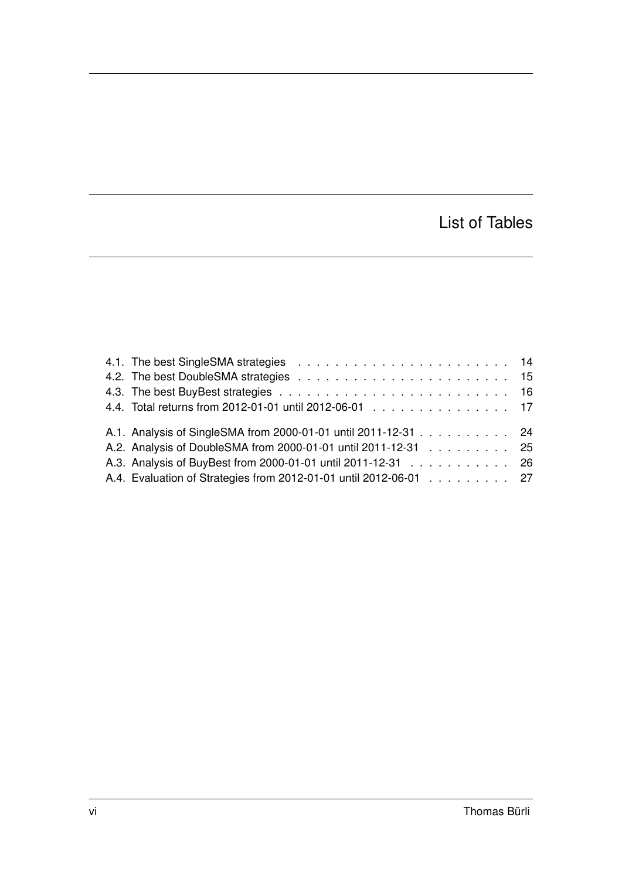# List of Tables

- 4.1. The best SingleSMA strategies . . . . . . . . . . . . . . . . . . . . . . . 14
- 4.2. The best DoubleSMA strategies . . . . . . . . . . . . . . . . . . . . . . . 15
- 4.3. The best BuyBest strategies . . . . . . . . . . . . . . . . . . . . . . . . . 16
- 4.4. Total returns from 2012-01-01 until 2012-06-01 . . . . . . . . . . . . . . . 17

- A.1. Analysis of SingleSMA from 2000-01-01 until 2011-12-31 . . . . . . . . . . 24
- A.2. Analysis of DoubleSMA from 2000-01-01 until 2011-12-31 . . . . . . . . . 25
- A.3. Analysis of BuyBest from 2000-01-01 until 2011-12-31 . . . . . . . . . . . 26
- A.4. Evaluation of Strategies from 2012-01-01 until 2012-06-01 . . . . . . . . . 27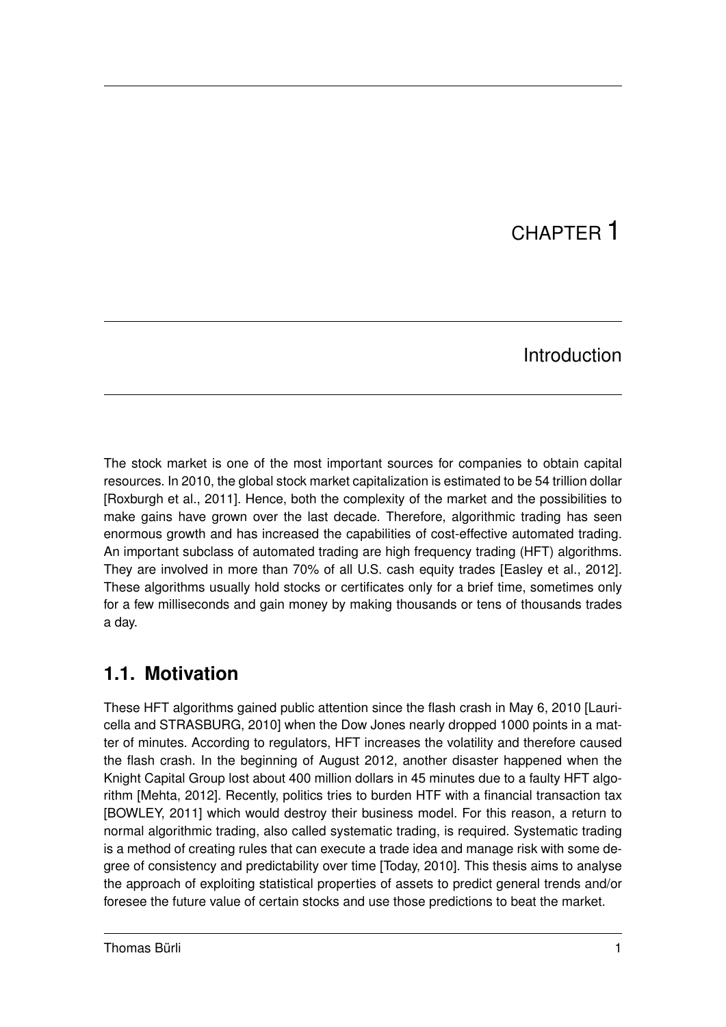# CHAPTER 1

# Introduction

The stock market is one of the most important sources for companies to obtain capital resources. In 2010, the global stock market capitalization is estimated to be 54 trillion dollar [Roxburgh et al., 2011]. Hence, both the complexity of the market and the possibilities to make gains have grown over the last decade. Therefore, algorithmic trading has seen enormous growth and has increased the capabilities of cost-effective automated trading. An important subclass of automated trading are high frequency trading (HFT) algorithms. They are involved in more than 70% of all U.S. cash equity trades [Easley et al., 2012]. These algorithms usually hold stocks or certificates only for a brief time, sometimes only for a few milliseconds and gain money by making thousands or tens of thousands trades a day.

## 1.1. Motivation

These HFT algorithms gained public attention since the flash crash in May 6, 2010 [Lauricella and STRASBURG, 2010] when the Dow Jones nearly dropped 1000 points in a matter of minutes. According to regulators, HFT increases the volatility and therefore caused the flash crash. In the beginning of August 2012, another disaster happened when the Knight Capital Group lost about 400 million dollars in 45 minutes due to a faulty HFT algorithm [Mehta, 2012]. Recently, politics tries to burden HTF with a financial transaction tax [BOWLEY, 2011] which would destroy their business model. For this reason, a return to normal algorithmic trading, also called systematic trading, is required. Systematic trading is a method of creating rules that can execute a trade idea and manage risk with some degree of consistency and predictability over time [Today, 2010]. This thesis aims to analyse the approach of exploiting statistical properties of assets to predict general trends and/or foresee the future value of certain stocks and use those predictions to beat the market.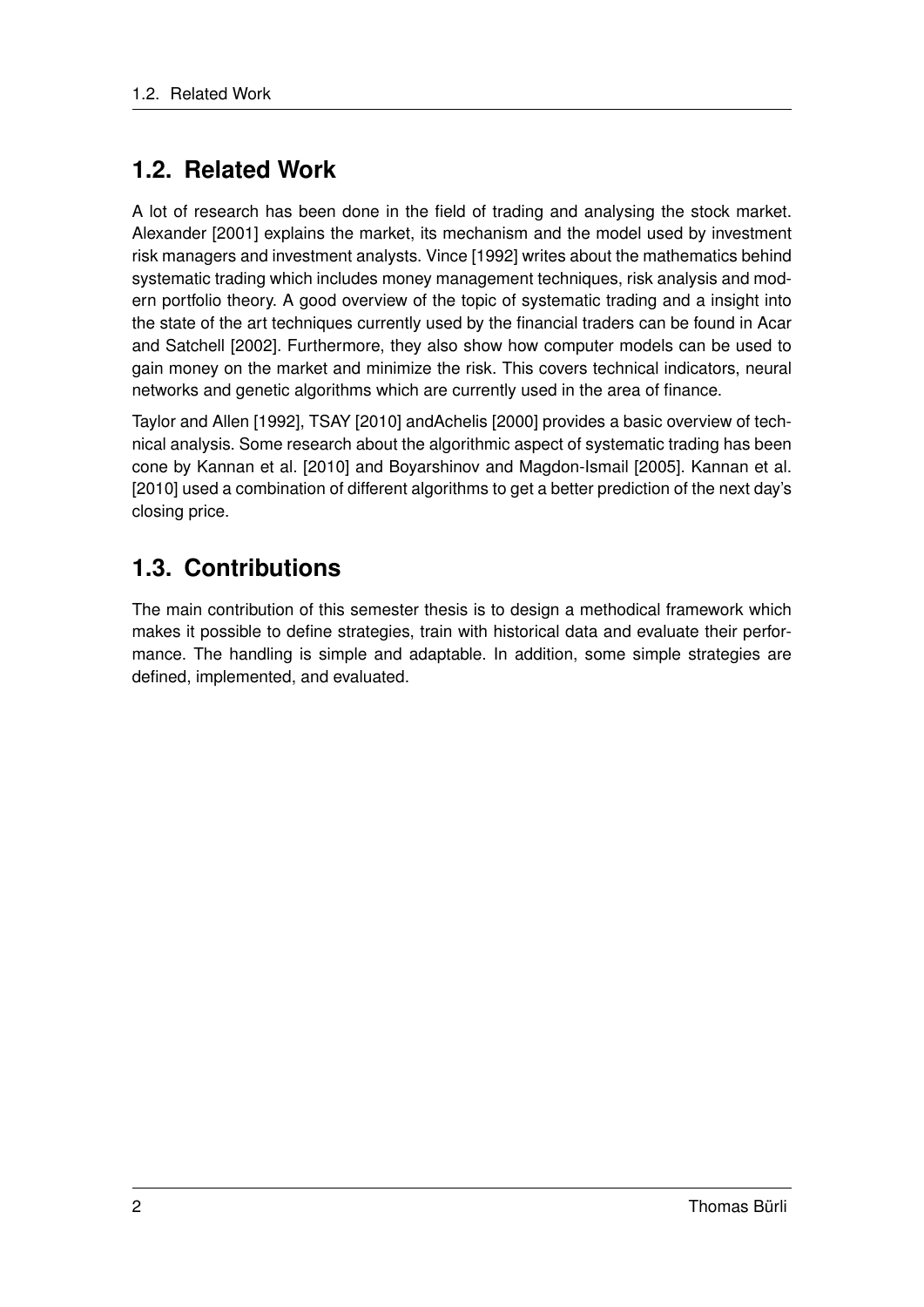## 1.2. Related Work

A lot of research has been done in the field of trading and analysing the stock market. Alexander [2001] explains the market, its mechanism and the model used by investment risk managers and investment analysts. Vince [1992] writes about the mathematics behind systematic trading which includes money management techniques, risk analysis and modern portfolio theory. A good overview of the topic of systematic trading and a insight into the state of the art techniques currently used by the financial traders can be found in Acar and Satchell [2002]. Furthermore, they also show how computer models can be used to gain money on the market and minimize the risk. This covers technical indicators, neural networks and genetic algorithms which are currently used in the area of finance.

Taylor and Allen [1992], TSAY [2010] andAchelis [2000] provides a basic overview of technical analysis. Some research about the algorithmic aspect of systematic trading has been cone by Kannan et al. [2010] and Boyarshinov and Magdon-Ismail [2005]. Kannan et al. [2010] used a combination of different algorithms to get a better prediction of the next day's closing price.

## 1.3. Contributions

The main contribution of this semester thesis is to design a methodical framework which makes it possible to define strategies, train with historical data and evaluate their performance. The handling is simple and adaptable. In addition, some simple strategies are defined, implemented, and evaluated.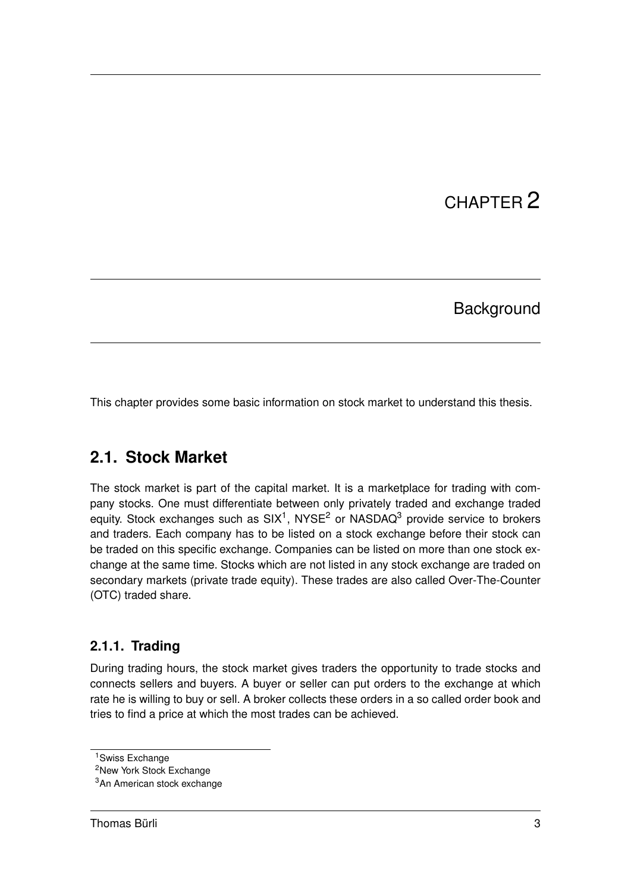# CHAPTER 2

# Background

This chapter provides some basic information on stock market to understand this thesis.

## 2.1. Stock Market

The stock market is part of the capital market. It is a marketplace for trading with company stocks. One must differentiate between only privately traded and exchange traded equity. Stock exchanges such as SIX[1], NYSE[2] or NASDAQ[3] provide service to brokers and traders. Each company has to be listed on a stock exchange before their stock can be traded on this specific exchange. Companies can be listed on more than one stock exchange at the same time. Stocks which are not listed in any stock exchange are traded on secondary markets (private trade equity). These trades are also called Over-The-Counter (OTC) traded share.

### 2.1.1. Trading

During trading hours, the stock market gives traders the opportunity to trade stocks and connects sellers and buyers. A buyer or seller can put orders to the exchange at which rate he is willing to buy or sell. A broker collects these orders in a so called order book and tries to find a price at which the most trades can be achieved.

[1] Swiss Exchange

[2] New York Stock Exchange

[3] An American stock exchange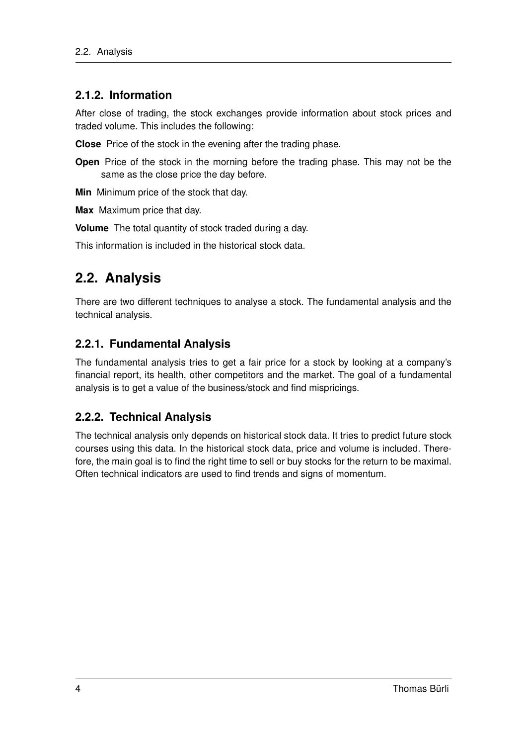### 2.1.2. Information

After close of trading, the stock exchanges provide information about stock prices and traded volume. This includes the following:

**Close** Price of the stock in the evening after the trading phase.

**Open** Price of the stock in the morning before the trading phase. This may not be the same as the close price the day before.

**Min** Minimum price of the stock that day.

**Max** Maximum price that day.

**Volume** The total quantity of stock traded during a day.

This information is included in the historical stock data.

## 2.2. Analysis

There are two different techniques to analyse a stock. The fundamental analysis and the technical analysis.

### 2.2.1. Fundamental Analysis

The fundamental analysis tries to get a fair price for a stock by looking at a company's financial report, its health, other competitors and the market. The goal of a fundamental analysis is to get a value of the business/stock and find mispricings.

### 2.2.2. Technical Analysis

The technical analysis only depends on historical stock data. It tries to predict future stock courses using this data. In the historical stock data, price and volume is included. Therefore, the main goal is to find the right time to sell or buy stocks for the return to be maximal. Often technical indicators are used to find trends and signs of momentum.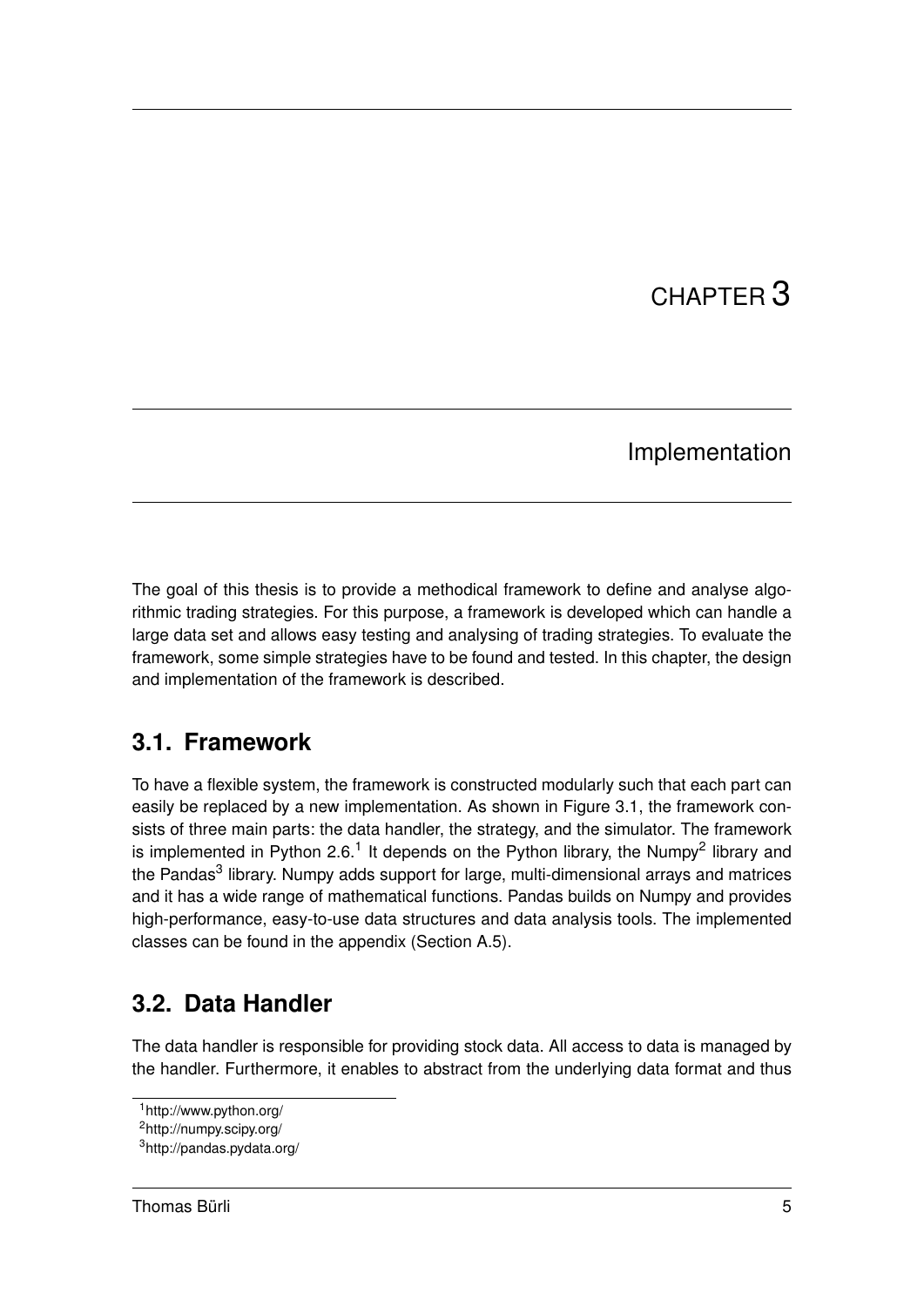# CHAPTER 3

## Implementation

The goal of this thesis is to provide a methodical framework to define and analyse algorithmic trading strategies. For this purpose, a framework is developed which can handle a large data set and allows easy testing and analysing of trading strategies. To evaluate the framework, some simple strategies have to be found and tested. In this chapter, the design and implementation of the framework is described.

## 3.1. Framework

To have a flexible system, the framework is constructed modularly such that each part can easily be replaced by a new implementation. As shown in Figure 3.1, the framework consists of three main parts: the data handler, the strategy, and the simulator. The framework is implemented in Python 2.6.[1] It depends on the Python library, the Numpy[2] library and the Pandas[3] library. Numpy adds support for large, multi-dimensional arrays and matrices and it has a wide range of mathematical functions. Pandas builds on Numpy and provides high-performance, easy-to-use data structures and data analysis tools. The implemented classes can be found in the appendix (Section A.5).

## 3.2. Data Handler

The data handler is responsible for providing stock data. All access to data is managed by the handler. Furthermore, it enables to abstract from the underlying data format and thus

---

[1] http://www.python.org/

[2] http://numpy.scipy.org/

[3] http://pandas.pydata.org/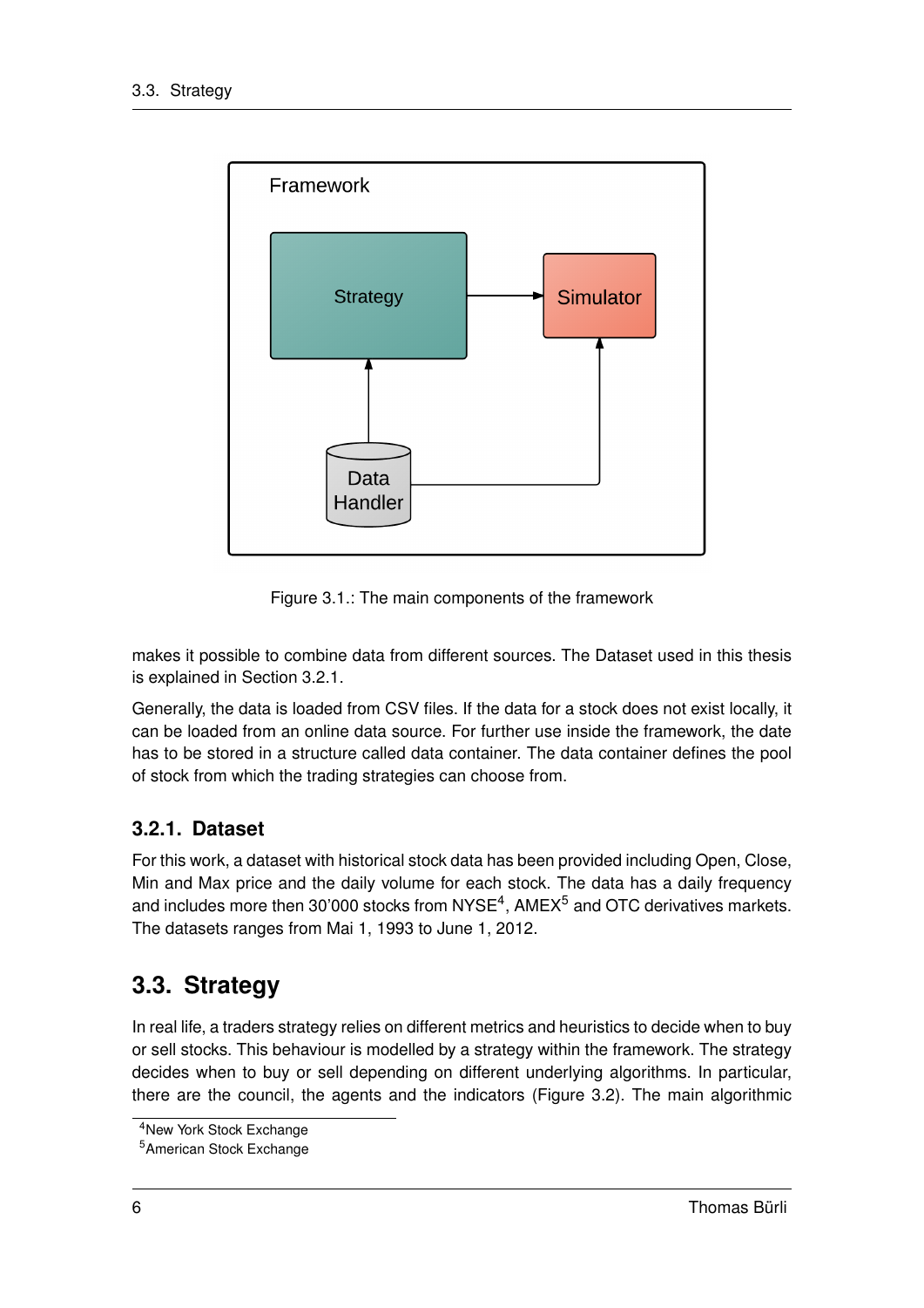Figure 3.1.: The main components of the framework

makes it possible to combine data from different sources. The Dataset used in this thesis is explained in Section 3.2.1.

Generally, the data is loaded from CSV files. If the data for a stock does not exist locally, it can be loaded from an online data source. For further use inside the framework, the date has to be stored in a structure called data container. The data container defines the pool of stock from which the trading strategies can choose from.

### 3.2.1. Dataset

For this work, a dataset with historical stock data has been provided including Open, Close, Min and Max price and the daily volume for each stock. The data has a daily frequency and includes more then 30’000 stocks from NYSE[4], AMEX[5] and OTC derivatives markets. The datasets ranges from Mai 1, 1993 to June 1, 2012.

## 3.3. Strategy

In real life, a traders strategy relies on different metrics and heuristics to decide when to buy or sell stocks. This behaviour is modelled by a strategy within the framework. The strategy decides when to buy or sell depending on different underlying algorithms. In particular, there are the council, the agents and the indicators (Figure 3.2). The main algorithmic

[4] New York Stock Exchange
[5] American Stock Exchange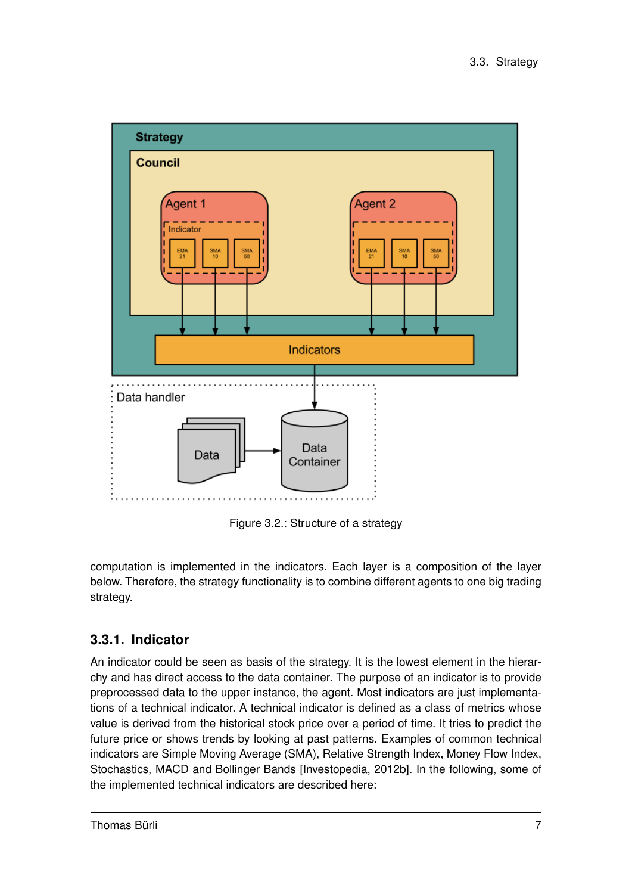Figure 3.2.: Structure of a strategy

computation is implemented in the indicators. Each layer is a composition of the layer below. Therefore, the strategy functionality is to combine different agents to one big trading strategy.

### 3.3.1. Indicator

An indicator could be seen as basis of the strategy. It is the lowest element in the hierarchy and has direct access to the data container. The purpose of an indicator is to provide preprocessed data to the upper instance, the agent. Most indicators are just implementations of a technical indicator. A technical indicator is defined as a class of metrics whose value is derived from the historical stock price over a period of time. It tries to predict the future price or shows trends by looking at past patterns. Examples of common technical indicators are Simple Moving Average (SMA), Relative Strength Index, Money Flow Index, Stochastics, MACD and Bollinger Bands [Investopedia, 2012b]. In the following, some of the implemented technical indicators are described here: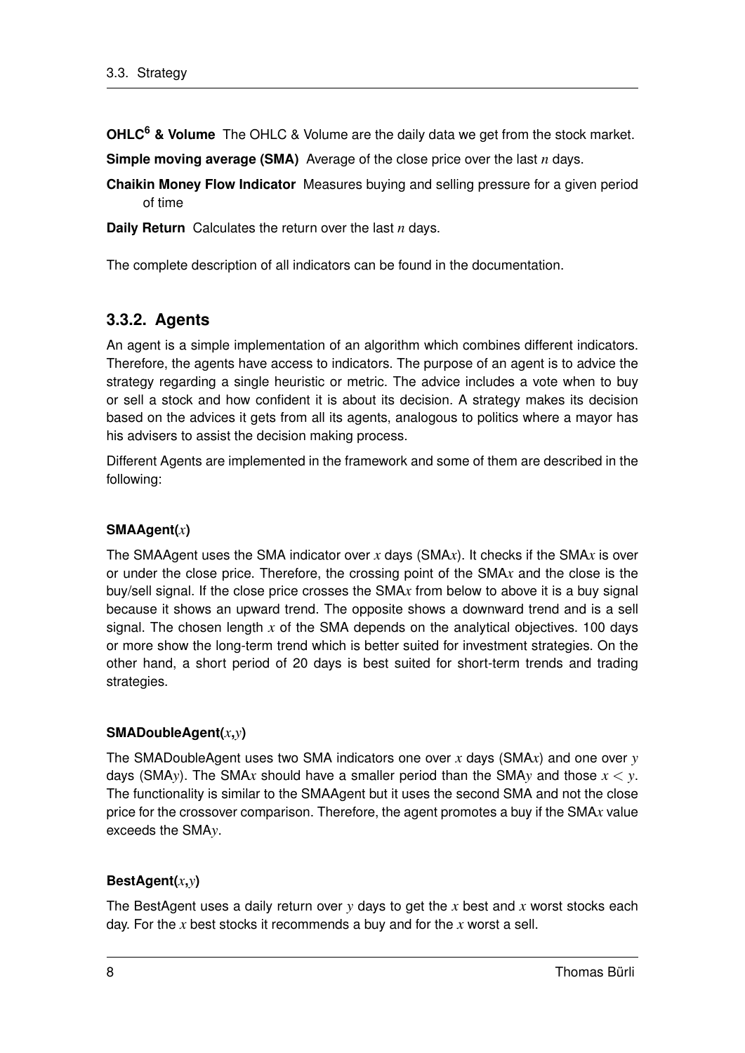**OHLC[6] & Volume** The OHLC & Volume are the daily data we get from the stock market.

**Simple moving average (SMA)** Average of the close price over the last $n$ days.

**Chaikin Money Flow Indicator** Measures buying and selling pressure for a given period of time

**Daily Return** Calculates the return over the last $n$ days.

The complete description of all indicators can be found in the documentation.

### 3.3.2. Agents

An agent is a simple implementation of an algorithm which combines different indicators. Therefore, the agents have access to indicators. The purpose of an agent is to advice the strategy regarding a single heuristic or metric. The advice includes a vote when to buy or sell a stock and how confident it is about its decision. A strategy makes its decision based on the advices it gets from all its agents, analogous to politics where a mayor has his advisers to assist the decision making process.

Different Agents are implemented in the framework and some of them are described in the following:

#### SMAAgent($x$)

The SMAAgent uses the SMA indicator over $x$ days (SMA$x$). It checks if the SMA$x$ is over or under the close price. Therefore, the crossing point of the SMA$x$ and the close is the buy/sell signal. If the close price crosses the SMA$x$ from below to above it is a buy signal because it shows an upward trend. The opposite shows a downward trend and is a sell signal. The chosen length $x$ of the SMA depends on the analytical objectives. 100 days or more show the long-term trend which is better suited for investment strategies. On the other hand, a short period of 20 days is best suited for short-term trends and trading strategies.

#### SMADoubleAgent($x$,$y$)

The SMADoubleAgent uses two SMA indicators one over $x$ days (SMA$x$) and one over $y$ days (SMA$y$). The SMA$x$ should have a smaller period than the SMA$y$ and those $x < y$. The functionality is similar to the SMAAgent but it uses the second SMA and not the close price for the crossover comparison. Therefore, the agent promotes a buy if the SMA$x$ value exceeds the SMA$y$.

#### BestAgent($x$,$y$)

The BestAgent uses a daily return over $y$ days to get the $x$ best and $x$ worst stocks each day. For the $x$ best stocks it recommends a buy and for the $x$ worst a sell.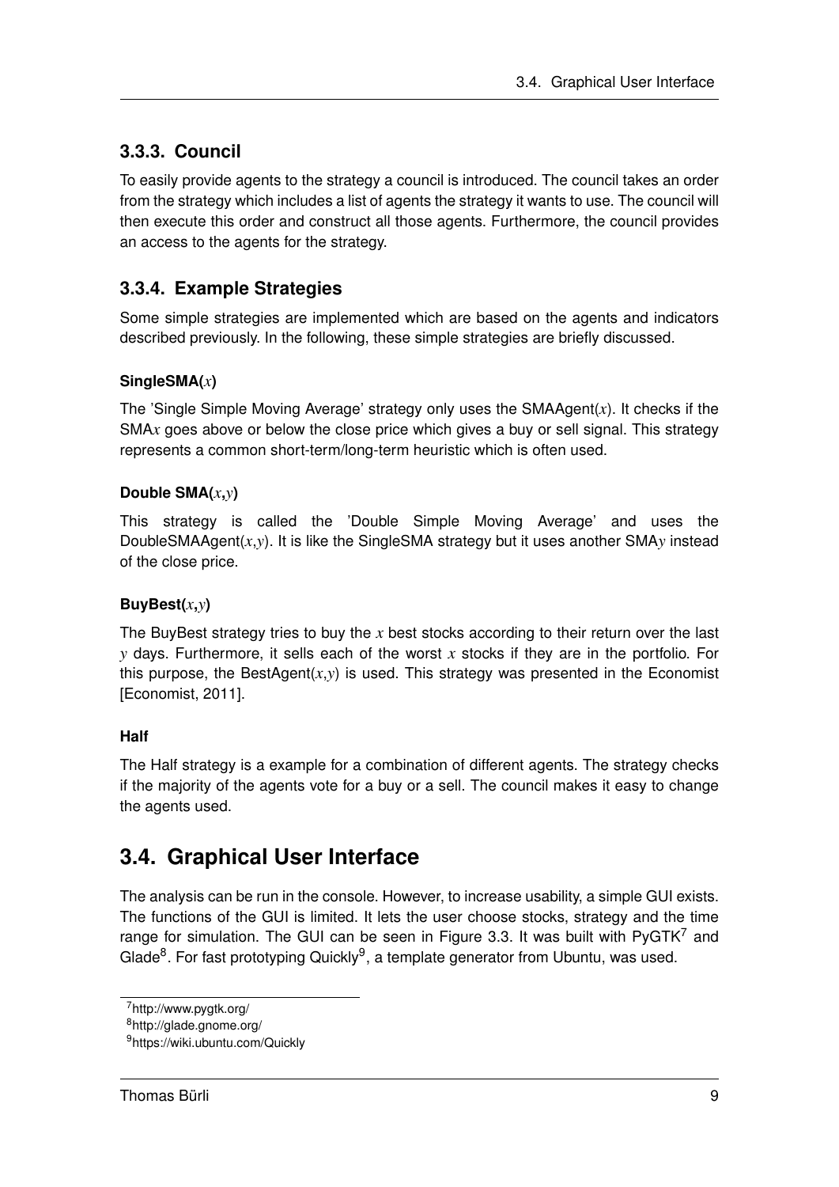### 3.3.3. Council

To easily provide agents to the strategy a council is introduced. The council takes an order from the strategy which includes a list of agents the strategy it wants to use. The council will then execute this order and construct all those agents. Furthermore, the council provides an access to the agents for the strategy.

### 3.3.4. Example Strategies

Some simple strategies are implemented which are based on the agents and indicators described previously. In the following, these simple strategies are briefly discussed.

#### SingleSMA($x$)

The 'Single Simple Moving Average' strategy only uses the SMAAgent($x$). It checks if the SMA$x$ goes above or below the close price which gives a buy or sell signal. This strategy represents a common short-term/long-term heuristic which is often used.

#### Double SMA($x$,$y$)

This strategy is called the 'Double Simple Moving Average' and uses the DoubleSMAAgent($x$,$y$). It is like the SingleSMA strategy but it uses another SMA$y$ instead of the close price.

#### BuyBest($x$,$y$)

The BuyBest strategy tries to buy the $x$ best stocks according to their return over the last $y$ days. Furthermore, it sells each of the worst $x$ stocks if they are in the portfolio. For this purpose, the BestAgent($x$,$y$) is used. This strategy was presented in the Economist [Economist, 2011].

#### Half

The Half strategy is a example for a combination of different agents. The strategy checks if the majority of the agents vote for a buy or a sell. The council makes it easy to change the agents used.

## 3.4. Graphical User Interface

The analysis can be run in the console. However, to increase usability, a simple GUI exists. The functions of the GUI is limited. It lets the user choose stocks, strategy and the time range for simulation. The GUI can be seen in Figure 3.3. It was built with PyGTK[7] and Glade[8]. For fast prototyping Quickly[9], a template generator from Ubuntu, was used.

[7] http://www.pygtk.org/

[8] http://glade.gnome.org/

[9] https://wiki.ubuntu.com/Quickly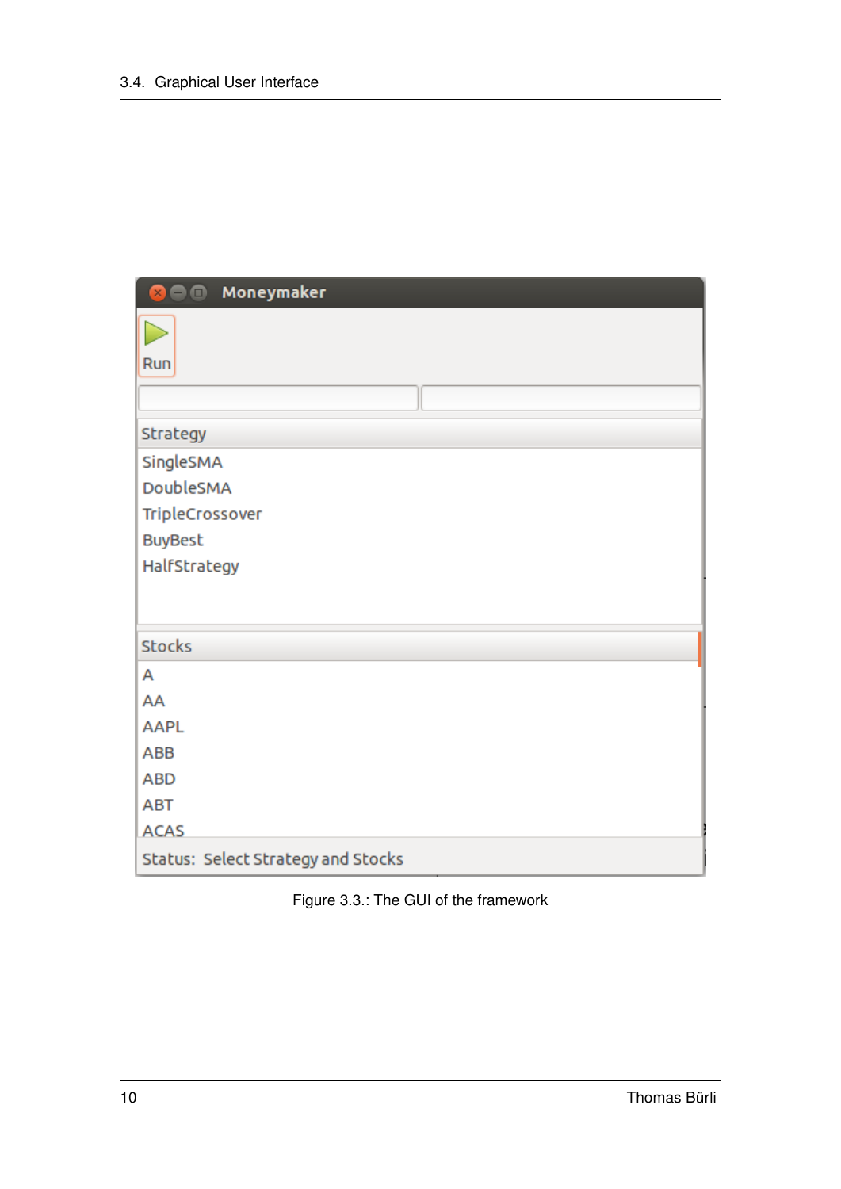Figure 3.3.: The GUI of the framework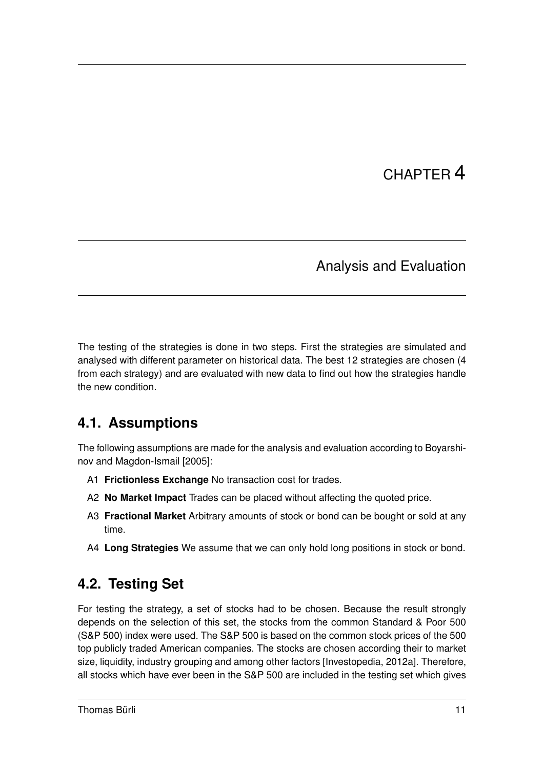# CHAPTER 4

# Analysis and Evaluation

The testing of the strategies is done in two steps. First the strategies are simulated and analysed with different parameter on historical data. The best 12 strategies are chosen (4 from each strategy) and are evaluated with new data to find out how the strategies handle the new condition.

## 4.1. Assumptions

The following assumptions are made for the analysis and evaluation according to Boyarshinov and Magdon-Ismail [2005]:

- A1 **Frictionless Exchange** No transaction cost for trades.
- A2 **No Market Impact** Trades can be placed without affecting the quoted price.
- A3 **Fractional Market** Arbitrary amounts of stock or bond can be bought or sold at any time.
- A4 **Long Strategies** We assume that we can only hold long positions in stock or bond.

## 4.2. Testing Set

For testing the strategy, a set of stocks had to be chosen. Because the result strongly depends on the selection of this set, the stocks from the common Standard & Poor 500 (S&P 500) index were used. The S&P 500 is based on the common stock prices of the 500 top publicly traded American companies. The stocks are chosen according their to market size, liquidity, industry grouping and among other factors [Investopedia, 2012a]. Therefore, all stocks which have ever been in the S&P 500 are included in the testing set which gives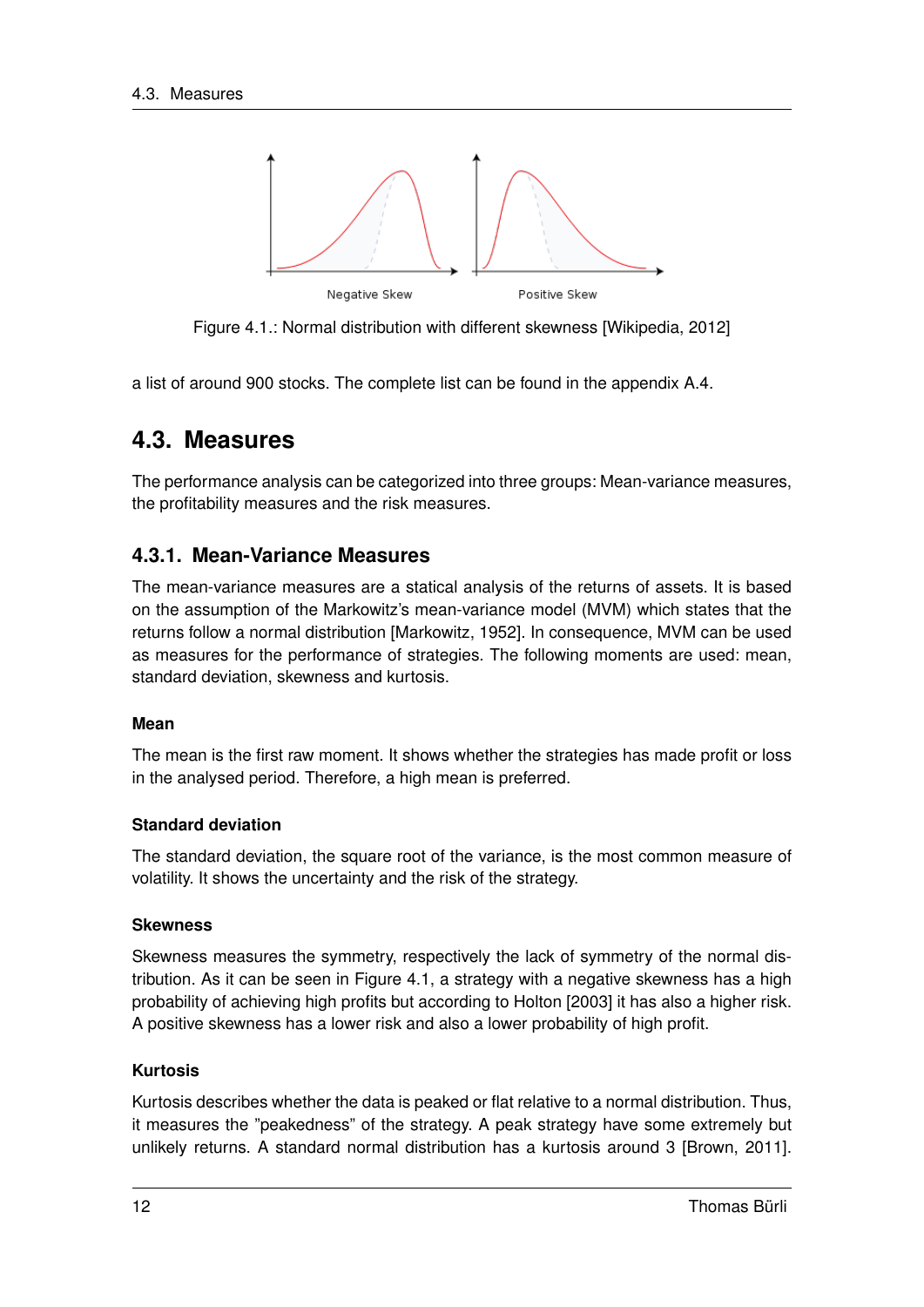Negative Skew Positive Skew

Figure 4.1.: Normal distribution with different skewness [Wikipedia, 2012]

a list of around 900 stocks. The complete list can be found in the appendix A.4.

## 4.3. Measures

The performance analysis can be categorized into three groups: Mean-variance measures, the profitability measures and the risk measures.

### 4.3.1. Mean-Variance Measures

The mean-variance measures are a statical analysis of the returns of assets. It is based on the assumption of the Markowitz's mean-variance model (MVM) which states that the returns follow a normal distribution [Markowitz, 1952]. In consequence, MVM can be used as measures for the performance of strategies. The following moments are used: mean, standard deviation, skewness and kurtosis.

#### Mean

The mean is the first raw moment. It shows whether the strategies has made profit or loss in the analysed period. Therefore, a high mean is preferred.

#### Standard deviation

The standard deviation, the square root of the variance, is the most common measure of volatility. It shows the uncertainty and the risk of the strategy.

#### Skewness

Skewness measures the symmetry, respectively the lack of symmetry of the normal distribution. As it can be seen in Figure 4.1, a strategy with a negative skewness has a high probability of achieving high profits but according to Holton [2003] it has also a higher risk. A positive skewness has a lower risk and also a lower probability of high profit.

#### Kurtosis

Kurtosis describes whether the data is peaked or flat relative to a normal distribution. Thus, it measures the "peakedness" of the strategy. A peak strategy have some extremely but unlikely returns. A standard normal distribution has a kurtosis around 3 [Brown, 2011].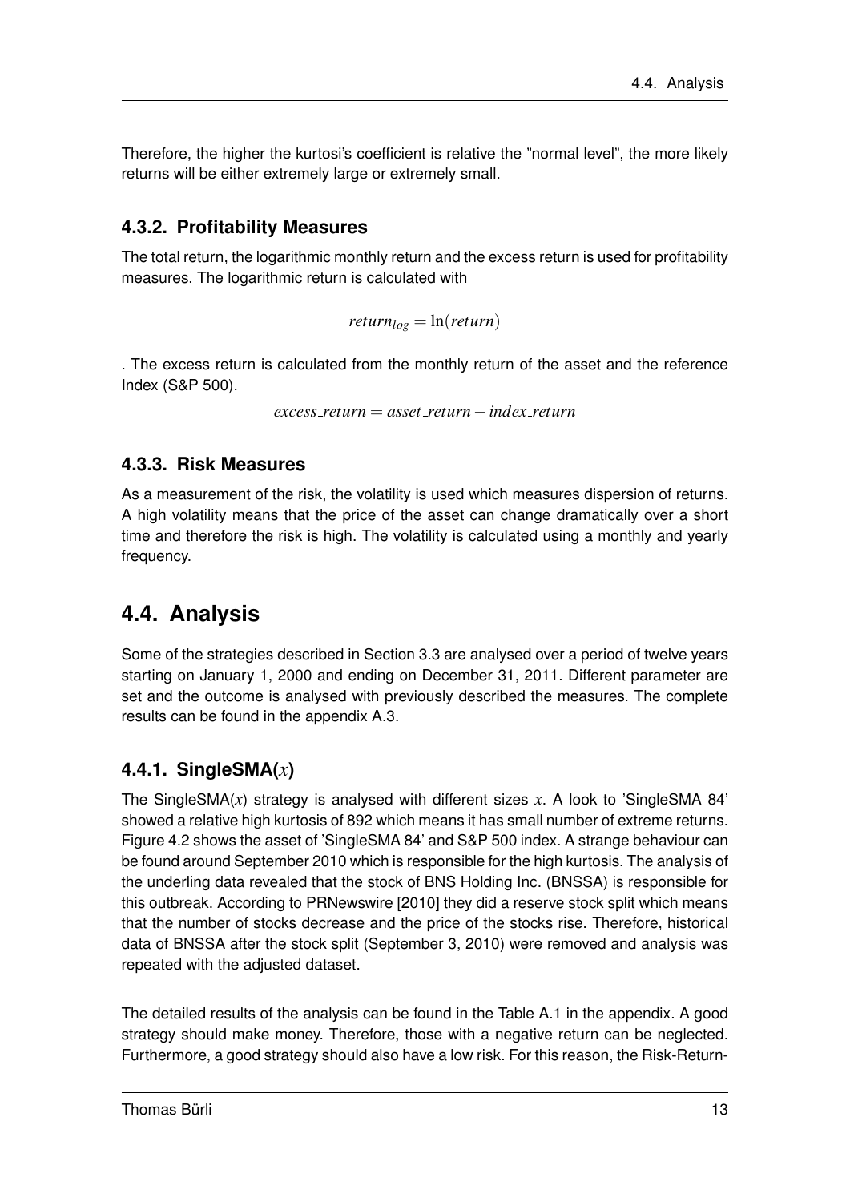Therefore, the higher the kurtosi's coefficient is relative the "normal level", the more likely returns will be either extremely large or extremely small.

### 4.3.2. Profitability Measures

The total return, the logarithmic monthly return and the excess return is used for profitability measures. The logarithmic return is calculated with

$$return_{log} = \ln(return)$$

. The excess return is calculated from the monthly return of the asset and the reference Index (S&P 500).

$$excess\_return = asset\_return - index\_return$$

### 4.3.3. Risk Measures

As a measurement of the risk, the volatility is used which measures dispersion of returns. A high volatility means that the price of the asset can change dramatically over a short time and therefore the risk is high. The volatility is calculated using a monthly and yearly frequency.

## 4.4. Analysis

Some of the strategies described in Section 3.3 are analysed over a period of twelve years starting on January 1, 2000 and ending on December 31, 2011. Different parameter are set and the outcome is analysed with previously described the measures. The complete results can be found in the appendix A.3.

### 4.4.1. SingleSMA($x$)

The SingleSMA($x$) strategy is analysed with different sizes $x$. A look to 'SingleSMA 84' showed a relative high kurtosis of 892 which means it has small number of extreme returns. Figure 4.2 shows the asset of 'SingleSMA 84' and S&P 500 index. A strange behaviour can be found around September 2010 which is responsible for the high kurtosis. The analysis of the underling data revealed that the stock of BNS Holding Inc. (BNSSA) is responsible for this outbreak. According to PRNewswire [2010] they did a reserve stock split which means that the number of stocks decrease and the price of the stocks rise. Therefore, historical data of BNSSA after the stock split (September 3, 2010) were removed and analysis was repeated with the adjusted dataset.

The detailed results of the analysis can be found in the Table A.1 in the appendix. A good strategy should make money. Therefore, those with a negative return can be neglected. Furthermore, a good strategy should also have a low risk. For this reason, the Risk-Return-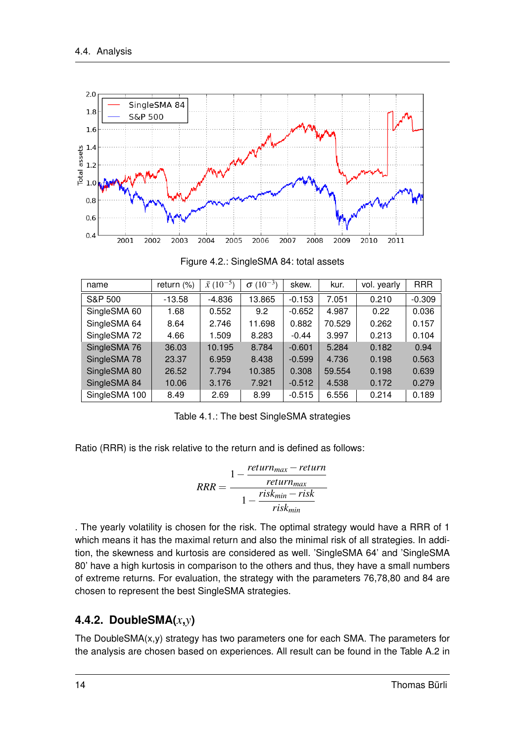Figure 4.2.: SingleSMA 84: total assets

| name | return (%) | $\bar{x}$ $(10^{-5})$ | $\sigma$ $(10^{-3})$ | skew. | kur. | vol. yearly | RRR |
|---|---|---|---|---|---|---|---|
| S&P 500 | -13.58 | -4.836 | 13.865 | -0.153 | 7.051 | 0.210 | -0.309 |
| SingleSMA 60 | 1.68 | 0.552 | 9.2 | -0.652 | 4.987 | 0.22 | 0.036 |
| SingleSMA 64 | 8.64 | 2.746 | 11.698 | 0.882 | 70.529 | 0.262 | 0.157 |
| SingleSMA 72 | 4.66 | 1.509 | 8.283 | -0.44 | 3.997 | 0.213 | 0.104 |
| SingleSMA 76 | 36.03 | 10.195 | 8.784 | -0.601 | 5.284 | 0.182 | 0.94 |
| SingleSMA 78 | 23.37 | 6.959 | 8.438 | -0.599 | 4.736 | 0.198 | 0.563 |
| SingleSMA 80 | 26.52 | 7.794 | 10.385 | 0.308 | 59.554 | 0.198 | 0.639 |
| SingleSMA 84 | 10.06 | 3.176 | 7.921 | -0.512 | 4.538 | 0.172 | 0.279 |
| SingleSMA 100 | 8.49 | 2.69 | 8.99 | -0.515 | 6.556 | 0.214 | 0.189 |

Table 4.1.: The best SingleSMA strategies

Ratio (RRR) is the risk relative to the return and is defined as follows:

$$RRR = \frac{1 - \frac{return_{max} - return}{return_{max}}}{1 - \frac{risk_{min} - risk}{risk_{min}}}$$

. The yearly volatility is chosen for the risk. The optimal strategy would have a RRR of 1 which means it has the maximal return and also the minimal risk of all strategies. In addition, the skewness and kurtosis are considered as well. 'SingleSMA 64' and 'SingleSMA 80' have a high kurtosis in comparison to the others and thus, they have a small numbers of extreme returns. For evaluation, the strategy with the parameters 76,78,80 and 84 are chosen to represent the best SingleSMA strategies.

### 4.4.2. DoubleSMA($x$,$y$)

The DoubleSMA(x,y) strategy has two parameters one for each SMA. The parameters for the analysis are chosen based on experiences. All result can be found in the Table A.2 in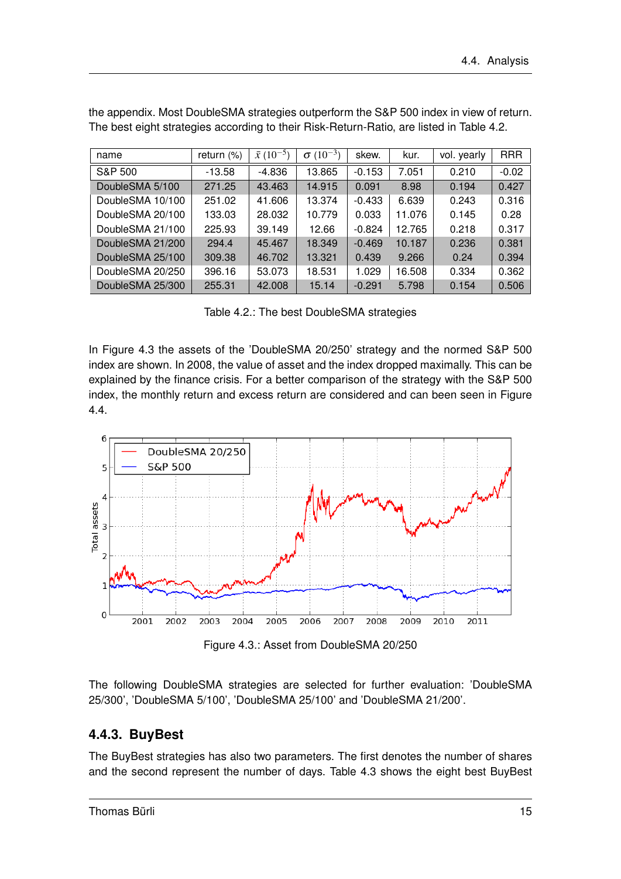the appendix. Most DoubleSMA strategies outperform the S&P 500 index in view of return. The best eight strategies according to their Risk-Return-Ratio, are listed in Table 4.2.

| name | return (%) | $\bar{x}$ $(10^{-5})$ | $\sigma$ $(10^{-3})$ | skew. | kur. | vol. yearly | RRR |
|---|---|---|---|---|---|---|---|
| S&P 500 | -13.58 | -4.836 | 13.865 | -0.153 | 7.051 | 0.210 | -0.02 |
| DoubleSMA 5/100 | 271.25 | 43.463 | 14.915 | 0.091 | 8.98 | 0.194 | 0.427 |
| DoubleSMA 10/100 | 251.02 | 41.606 | 13.374 | -0.433 | 6.639 | 0.243 | 0.316 |
| DoubleSMA 20/100 | 133.03 | 28.032 | 10.779 | 0.033 | 11.076 | 0.145 | 0.28 |
| DoubleSMA 21/100 | 225.93 | 39.149 | 12.66 | -0.824 | 12.765 | 0.218 | 0.317 |
| DoubleSMA 21/200 | 294.4 | 45.467 | 18.349 | -0.469 | 10.187 | 0.236 | 0.381 |
| DoubleSMA 25/100 | 309.38 | 46.702 | 13.321 | 0.439 | 9.266 | 0.24 | 0.394 |
| DoubleSMA 20/250 | 396.16 | 53.073 | 18.531 | 1.029 | 16.508 | 0.334 | 0.362 |
| DoubleSMA 25/300 | 255.31 | 42.008 | 15.14 | -0.291 | 5.798 | 0.154 | 0.506 |

Table 4.2.: The best DoubleSMA strategies

In Figure 4.3 the assets of the 'DoubleSMA 20/250' strategy and the normed S&P 500 index are shown. In 2008, the value of asset and the index dropped maximally. This can be explained by the finance crisis. For a better comparison of the strategy with the S&P 500 index, the monthly return and excess return are considered and can been seen in Figure 4.4.

Figure 4.3.: Asset from DoubleSMA 20/250

The following DoubleSMA strategies are selected for further evaluation: 'DoubleSMA 25/300', 'DoubleSMA 5/100', 'DoubleSMA 25/100' and 'DoubleSMA 21/200'.

### 4.4.3. BuyBest

The BuyBest strategies has also two parameters. The first denotes the number of shares and the second represent the number of days. Table 4.3 shows the eight best BuyBest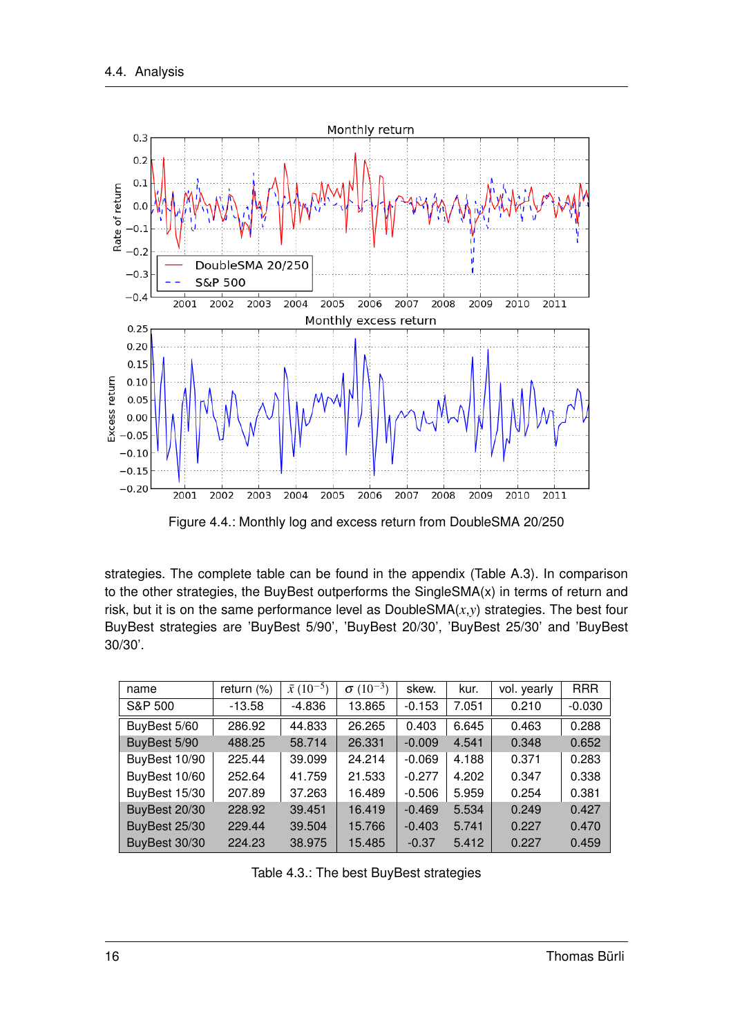Figure 4.4.: Monthly log and excess return from DoubleSMA 20/250

strategies. The complete table can be found in the appendix (Table A.3). In comparison to the other strategies, the BuyBest outperforms the SingleSMA(x) in terms of return and risk, but it is on the same performance level as DoubleSMA($x$,$y$) strategies. The best four BuyBest strategies are 'BuyBest 5/90', 'BuyBest 20/30', 'BuyBest 25/30' and 'BuyBest 30/30'.

| name | return (%) | $\bar{x}$ ($10^{-5}$) | $\sigma$ ($10^{-3}$) | skew. | kur. | vol. yearly | RRR |
|---|---|---|---|---|---|---|---|
| S&P 500 | -13.58 | -4.836 | 13.865 | -0.153 | 7.051 | 0.210 | -0.030 |
| BuyBest 5/60 | 286.92 | 44.833 | 26.265 | 0.403 | 6.645 | 0.463 | 0.288 |
| BuyBest 5/90 | 488.25 | 58.714 | 26.331 | -0.009 | 4.541 | 0.348 | 0.652 |
| BuyBest 10/90 | 225.44 | 39.099 | 24.214 | -0.069 | 4.188 | 0.371 | 0.283 |
| BuyBest 10/60 | 252.64 | 41.759 | 21.533 | -0.277 | 4.202 | 0.347 | 0.338 |
| BuyBest 15/30 | 207.89 | 37.263 | 16.489 | -0.506 | 5.959 | 0.254 | 0.381 |
| BuyBest 20/30 | 228.92 | 39.451 | 16.419 | -0.469 | 5.534 | 0.249 | 0.427 |
| BuyBest 25/30 | 229.44 | 39.504 | 15.766 | -0.403 | 5.741 | 0.227 | 0.470 |
| BuyBest 30/30 | 224.23 | 38.975 | 15.485 | -0.37 | 5.412 | 0.227 | 0.459 |

Table 4.3.: The best BuyBest strategies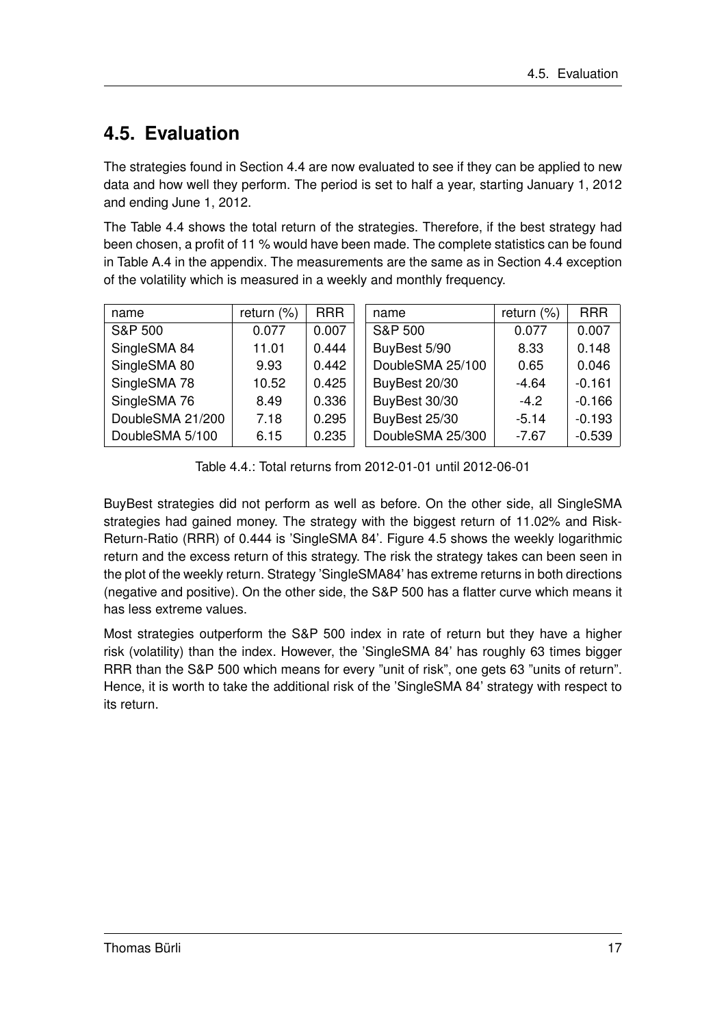## 4.5. Evaluation

The strategies found in Section 4.4 are now evaluated to see if they can be applied to new data and how well they perform. The period is set to half a year, starting January 1, 2012 and ending June 1, 2012.

The Table 4.4 shows the total return of the strategies. Therefore, if the best strategy had been chosen, a profit of 11 % would have been made. The complete statistics can be found in Table A.4 in the appendix. The measurements are the same as in Section 4.4 exception of the volatility which is measured in a weekly and monthly frequency.

| name | return (%) | RRR | name | return (%) | RRR |
|---|---|---|---|---|---|
| S&P 500 | 0.077 | 0.007 | S&P 500 | 0.077 | 0.007 |
| SingleSMA 84 | 11.01 | 0.444 | BuyBest 5/90 | 8.33 | 0.148 |
| SingleSMA 80 | 9.93 | 0.442 | DoubleSMA 25/100 | 0.65 | 0.046 |
| SingleSMA 78 | 10.52 | 0.425 | BuyBest 20/30 | -4.64 | -0.161 |
| SingleSMA 76 | 8.49 | 0.336 | BuyBest 30/30 | -4.2 | -0.166 |
| DoubleSMA 21/200 | 7.18 | 0.295 | BuyBest 25/30 | -5.14 | -0.193 |
| DoubleSMA 5/100 | 6.15 | 0.235 | DoubleSMA 25/300 | -7.67 | -0.539 |

Table 4.4.: Total returns from 2012-01-01 until 2012-06-01

BuyBest strategies did not perform as well as before. On the other side, all SingleSMA strategies had gained money. The strategy with the biggest return of 11.02% and Risk-Return-Ratio (RRR) of 0.444 is 'SingleSMA 84'. Figure 4.5 shows the weekly logarithmic return and the excess return of this strategy. The risk the strategy takes can been seen in the plot of the weekly return. Strategy 'SingleSMA84' has extreme returns in both directions (negative and positive). On the other side, the S&P 500 has a flatter curve which means it has less extreme values.

Most strategies outperform the S&P 500 index in rate of return but they have a higher risk (volatility) than the index. However, the 'SingleSMA 84' has roughly 63 times bigger RRR than the S&P 500 which means for every "unit of risk", one gets 63 "units of return". Hence, it is worth to take the additional risk of the 'SingleSMA 84' strategy with respect to its return.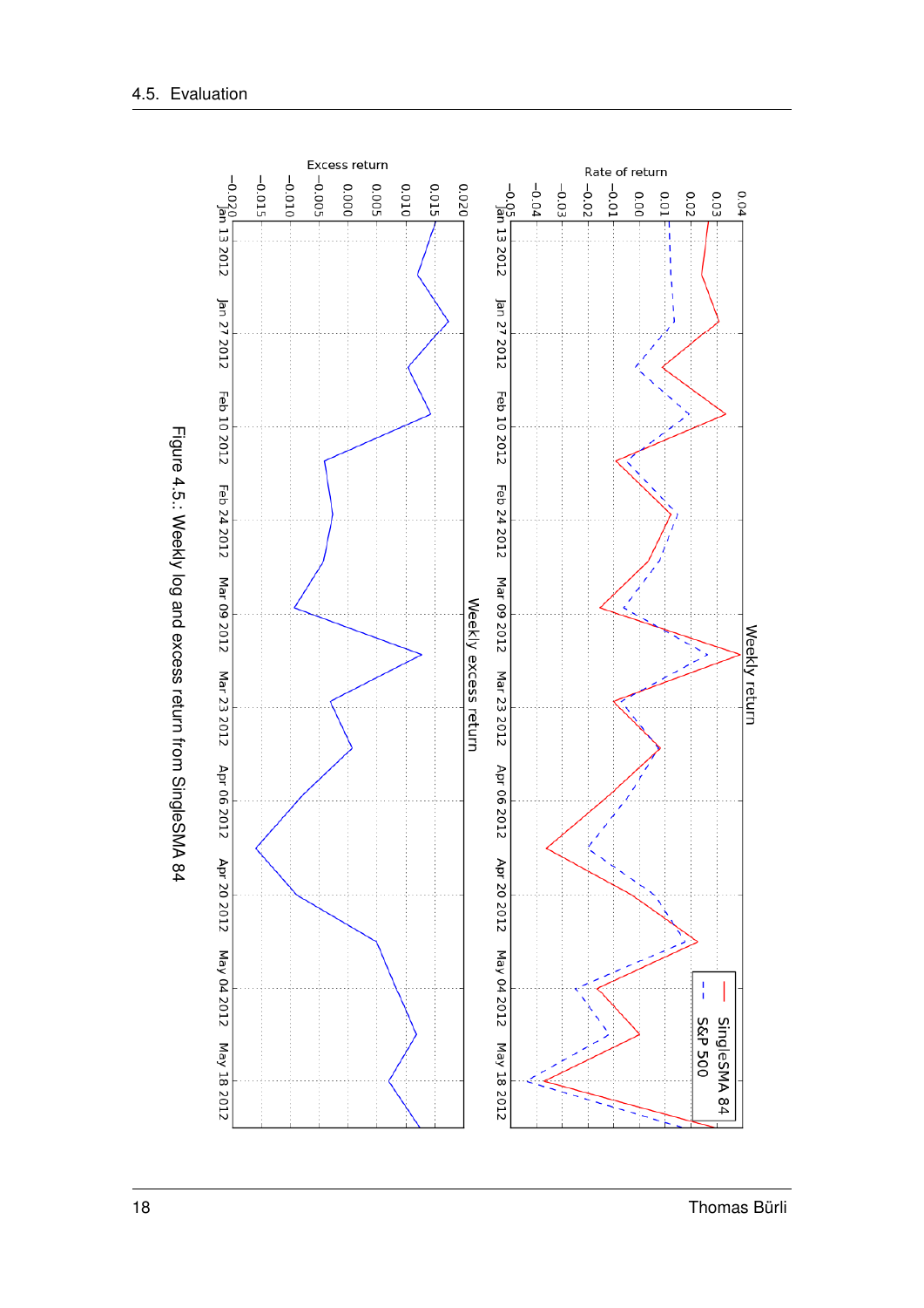Figure 4.5.: Weekly log and excess return from SingleSMA 84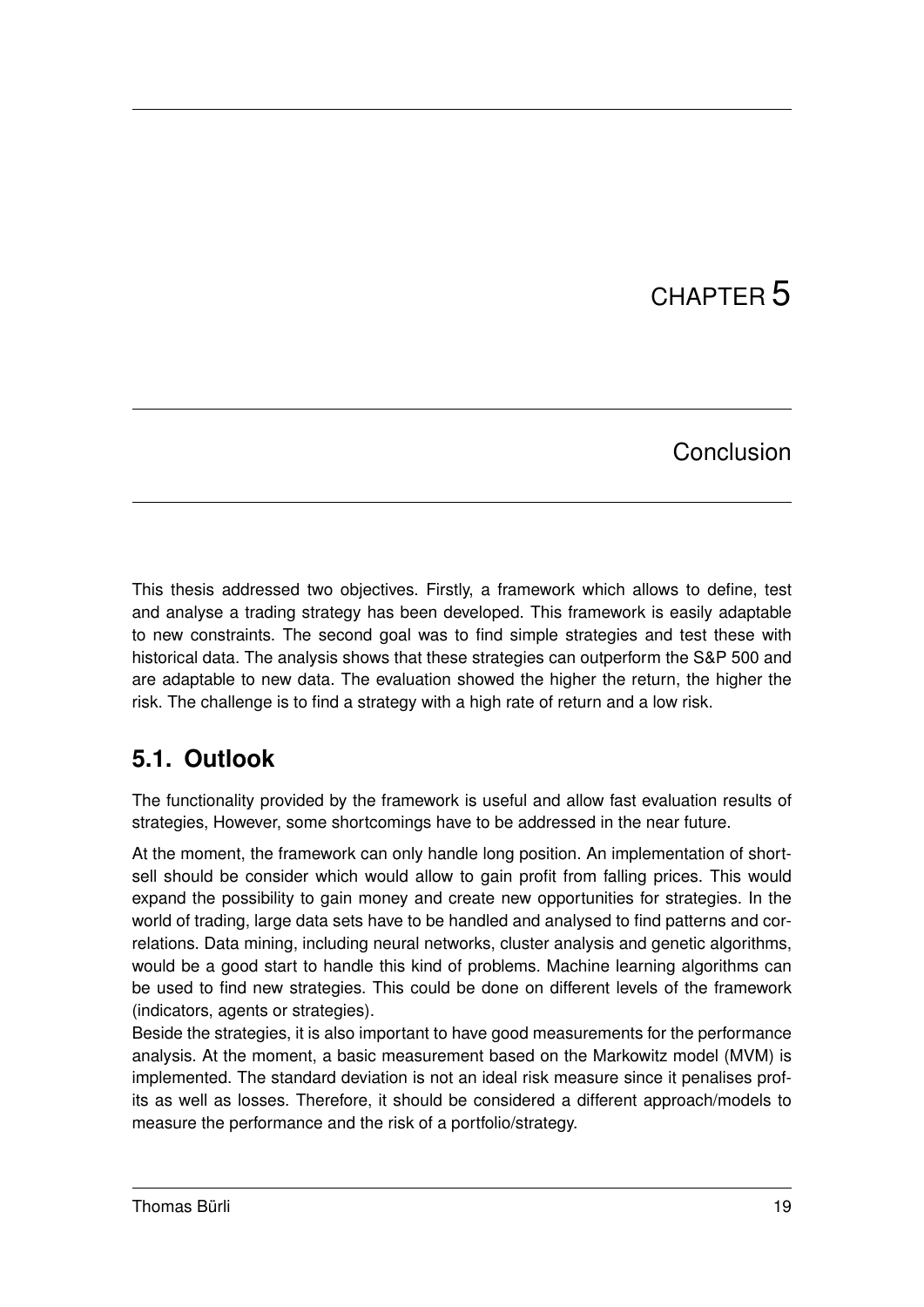# CHAPTER 5

# Conclusion

This thesis addressed two objectives. Firstly, a framework which allows to define, test and analyse a trading strategy has been developed. This framework is easily adaptable to new constraints. The second goal was to find simple strategies and test these with historical data. The analysis shows that these strategies can outperform the S&P 500 and are adaptable to new data. The evaluation showed the higher the return, the higher the risk. The challenge is to find a strategy with a high rate of return and a low risk.

## 5.1. Outlook

The functionality provided by the framework is useful and allow fast evaluation results of strategies, However, some shortcomings have to be addressed in the near future.

At the moment, the framework can only handle long position. An implementation of short-sell should be consider which would allow to gain profit from falling prices. This would expand the possibility to gain money and create new opportunities for strategies. In the world of trading, large data sets have to be handled and analysed to find patterns and correlations. Data mining, including neural networks, cluster analysis and genetic algorithms, would be a good start to handle this kind of problems. Machine learning algorithms can be used to find new strategies. This could be done on different levels of the framework (indicators, agents or strategies).
Beside the strategies, it is also important to have good measurements for the performance analysis. At the moment, a basic measurement based on the Markowitz model (MVM) is implemented. The standard deviation is not an ideal risk measure since it penalises profits as well as losses. Therefore, it should be considered a different approach/models to measure the performance and the risk of a portfolio/strategy.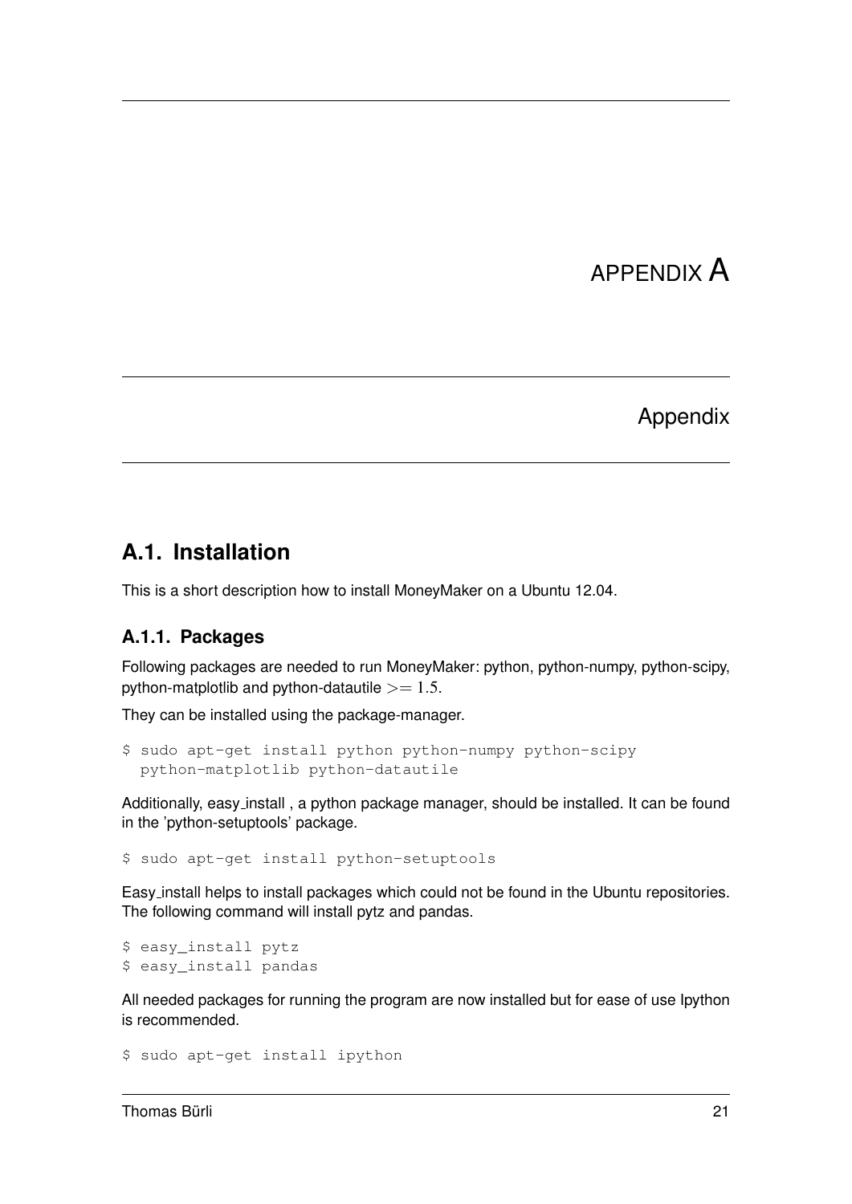# APPENDIX A

# Appendix

## A.1. Installation

This is a short description how to install MoneyMaker on a Ubuntu 12.04.

### A.1.1. Packages

Following packages are needed to run MoneyMaker: python, python-numpy, python-scipy, python-matplotlib and python-datautile $>= 1.5$.

They can be installed using the package-manager.

```
$ sudo apt-get install python python-numpy python-scipy
  python-matplotlib python-datautile
```

Additionally, easy_install , a python package manager, should be installed. It can be found in the 'python-setuptools' package.

```
$ sudo apt-get install python-setuptools
```

Easy_install helps to install packages which could not be found in the Ubuntu repositories. The following command will install pytz and pandas.

```
$ easy_install pytz
$ easy_install pandas
```

All needed packages for running the program are now installed but for ease of use Ipython is recommended.

```
$ sudo apt-get install ipython
```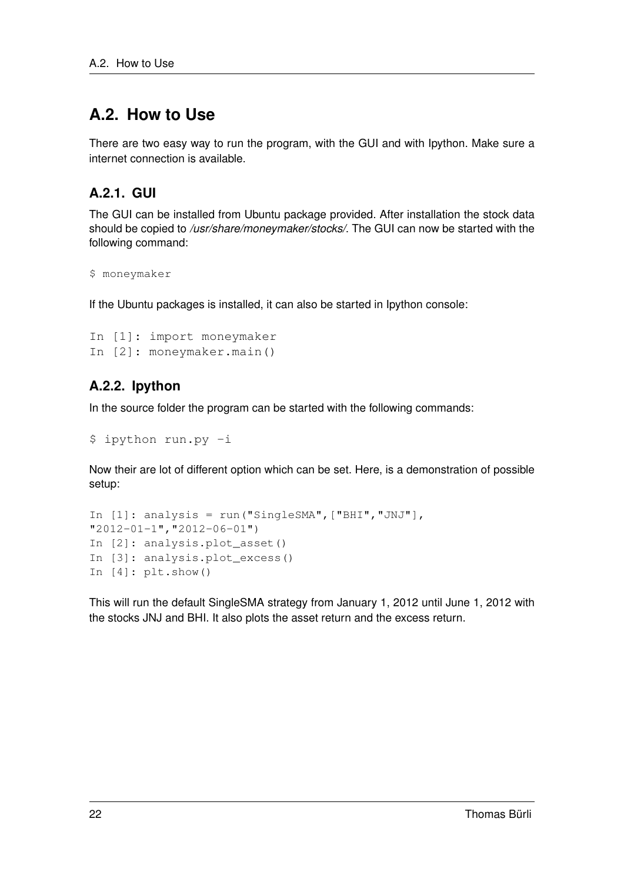## A.2. How to Use

There are two easy way to run the program, with the GUI and with Ipython. Make sure a internet connection is available.

### A.2.1. GUI

The GUI can be installed from Ubuntu package provided. After installation the stock data should be copied to */usr/share/moneymaker/stocks/*. The GUI can now be started with the following command:

```
$ moneymaker
```

If the Ubuntu packages is installed, it can also be started in Ipython console:

```
In [1]: import moneymaker
In [2]: moneymaker.main()
```

### A.2.2. Ipython

In the source folder the program can be started with the following commands:

```
$ ipython run.py -i
```

Now their are lot of different option which can be set. Here, is a demonstration of possible setup:

```
In [1]: analysis = run("SingleSMA",["BHI","JNJ"],
"2012-01-1","2012-06-01")
In [2]: analysis.plot_asset()
In [3]: analysis.plot_excess()
In [4]: plt.show()
```

This will run the default SingleSMA strategy from January 1, 2012 until June 1, 2012 with the stocks JNJ and BHI. It also plots the asset return and the excess return.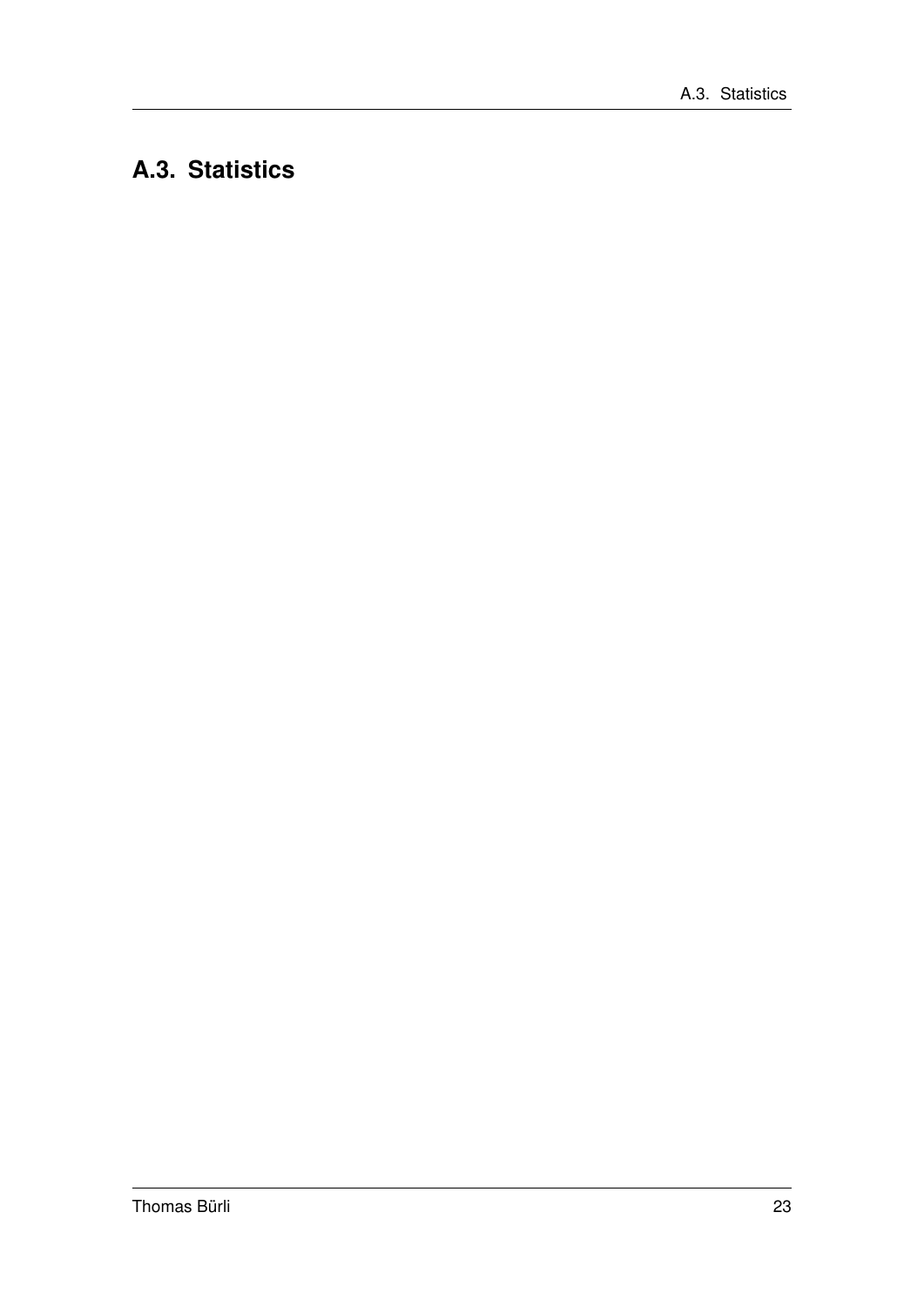## A.3. Statistics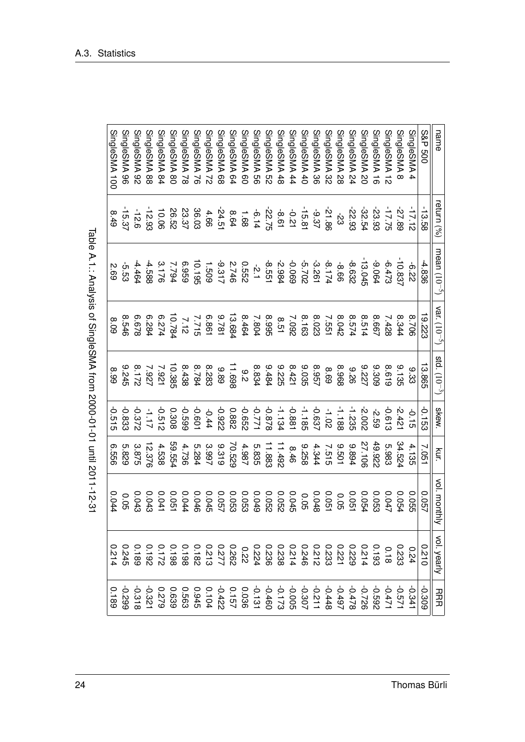| name | return (%) | mean ($10^{-5}$) | var. ($10^{-5}$) | std. ($10^{-3}$) | skew. | kur. | vol. monthly | vol. yearly | RRR |
|---|---|---|---|---|---|---|---|---|---|
| S&P 500 | -13.58 | -4.836 | 19.223 | 13.865 | -0.153 | 7.051 | 0.057 | 0.210 | -0.309 |
| SingleSMA 4 | -17.12 | -6.22 | 8.706 | 9.33 | -0.15 | 4.135 | 0.055 | 0.24 | -0.341 |
| SingleSMA 8 | -27.89 | -10.837 | 8.344 | 9.135 | -2.421 | 34.524 | 0.054 | 0.233 | -0.571 |
| SingleSMA 12 | -17.75 | -6.473 | 7.428 | 8.619 | -0.613 | 5.983 | 0.047 | 0.18 | -0.471 |
| SingleSMA 16 | -23.93 | -9.064 | 8.667 | 9.309 | -2.59 | 49.922 | 0.053 | 0.193 | -0.592 |
| SingleSMA 20 | -32.54 | -13.045 | 8.514 | 9.227 | -2.002 | 27.106 | 0.054 | 0.214 | -0.726 |
| SingleSMA 24 | -22.93 | -8.632 | 8.574 | 9.26 | -1.235 | 9.894 | 0.051 | 0.229 | -0.478 |
| SingleSMA 28 | -23 | -8.66 | 8.042 | 8.968 | -1.188 | 9.501 | 0.05 | 0.221 | -0.497 |
| SingleSMA 32 | -21.86 | -8.174 | 7.551 | 8.69 | -1.02 | 7.515 | 0.051 | 0.233 | -0.448 |
| SingleSMA 36 | -9.37 | -3.261 | 8.023 | 8.957 | -0.637 | 4.344 | 0.048 | 0.212 | -0.211 |
| SingleSMA 40 | -15.81 | -5.702 | 8.163 | 9.035 | -1.185 | 9.258 | 0.05 | 0.246 | -0.307 |
| SingleSMA 44 | -0.21 | -0.069 | 7.092 | 8.421 | -0.881 | 8.46 | 0.045 | 0.214 | -0.005 |
| SingleSMA 48 | -8.61 | -2.984 | 8.51 | 9.225 | -1.134 | 11.492 | 0.052 | 0.238 | -0.173 |
| SingleSMA 52 | -22.75 | -8.551 | 8.995 | 9.484 | -0.878 | 11.883 | 0.052 | 0.236 | -0.460 |
| SingleSMA 56 | -6.14 | -2.1 | 7.804 | 8.834 | -0.771 | 5.835 | 0.049 | 0.224 | -0.131 |
| SingleSMA 60 | 1.68 | 0.552 | 8.464 | 9.2 | -0.652 | 4.987 | 0.053 | 0.22 | 0.036 |
| SingleSMA 64 | 8.64 | 2.746 | 13.684 | 11.698 | 0.882 | 70.529 | 0.053 | 0.262 | 0.157 |
| SingleSMA 68 | -24.51 | -9.317 | 9.781 | 9.89 | -0.922 | 9.319 | 0.057 | 0.277 | -0.422 |
| SingleSMA 72 | 4.66 | 1.509 | 6.861 | 8.283 | -0.44 | 3.997 | 0.045 | 0.213 | 0.104 |
| SingleSMA 76 | 36.03 | 10.195 | 7.715 | 8.784 | -0.601 | 5.284 | 0.046 | 0.182 | 0.945 |
| SingleSMA 78 | 23.37 | 6.959 | 7.12 | 8.438 | -0.599 | 4.736 | 0.044 | 0.198 | 0.563 |
| SingleSMA 80 | 26.52 | 7.794 | 10.784 | 10.385 | 0.308 | 59.554 | 0.051 | 0.198 | 0.639 |
| SingleSMA 84 | 10.06 | 3.176 | 6.274 | 7.921 | -0.512 | 4.538 | 0.041 | 0.172 | 0.279 |
| SingleSMA 88 | -12.93 | -4.588 | 6.284 | 7.927 | -1.17 | 12.376 | 0.043 | 0.192 | -0.321 |
| SingleSMA 92 | -12.6 | -4.464 | 6.678 | 8.172 | -0.372 | 3.875 | 0.043 | 0.189 | -0.318 |
| SingleSMA 96 | -15.37 | -5.53 | 8.546 | 9.245 | -0.833 | 5.829 | 0.05 | 0.245 | -0.299 |
| SingleSMA 100 | 8.49 | 2.69 | 8.09 | 8.99 | -0.515 | 6.556 | 0.044 | 0.214 | 0.189 |

Table A.1.: Analysis of SingleSMA from 2000-01-01 until 2011-12-31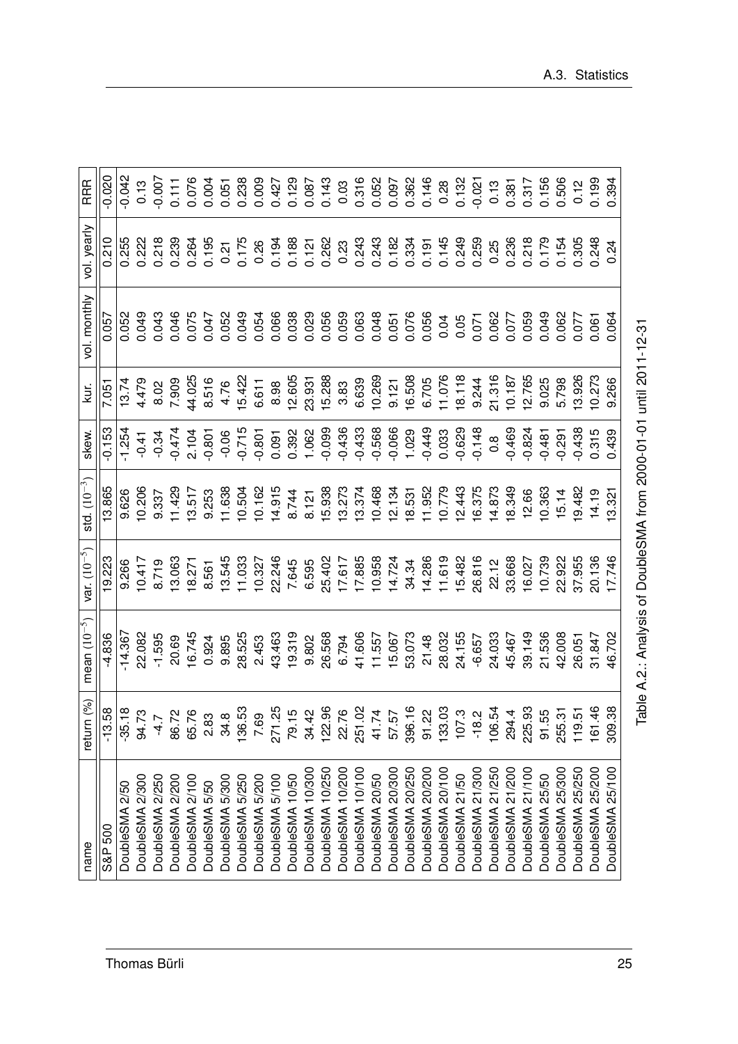| name | return (%) | mean $(10^{-5})$ | var. $(10^{-5})$ | std. $(10^{-3})$ | skew. | kur. | vol. monthly | vol. yearly | RRR |
|---|---|---|---|---|---|---|---|---|---|
| S&P 500 | -13.58 | -4.836 | 19.223 | 13.865 | -0.153 | 7.051 | 0.057 | 0.210 | -0.020 |
| DoubleSMA 2/50 | -35.18 | -14.367 | 9.266 | 9.626 | -1.254 | 13.74 | 0.052 | 0.255 | -0.042 |
| DoubleSMA 2/300 | 94.73 | 22.082 | 10.417 | 10.206 | -0.41 | 4.479 | 0.049 | 0.222 | 0.13 |
| DoubleSMA 2/250 | -4.7 | -1.595 | 8.719 | 9.337 | -0.34 | 8.02 | 0.043 | 0.218 | -0.007 |
| DoubleSMA 2/200 | 86.72 | 20.69 | 13.063 | 11.429 | -0.474 | 7.909 | 0.046 | 0.239 | 0.111 |
| DoubleSMA 2/100 | 65.76 | 16.745 | 18.271 | 13.517 | 2.104 | 44.025 | 0.075 | 0.264 | 0.076 |
| DoubleSMA 5/50 | 2.83 | 0.924 | 8.561 | 9.253 | -0.801 | 8.516 | 0.047 | 0.195 | 0.004 |
| DoubleSMA 5/300 | 34.8 | 9.895 | 13.545 | 11.638 | -0.06 | 4.76 | 0.052 | 0.21 | 0.051 |
| DoubleSMA 5/250 | 136.53 | 28.525 | 11.033 | 10.504 | -0.715 | 15.422 | 0.049 | 0.175 | 0.238 |
| DoubleSMA 5/200 | 7.69 | 2.453 | 10.327 | 10.162 | -0.801 | 6.611 | 0.054 | 0.26 | 0.009 |
| DoubleSMA 5/100 | 271.25 | 43.463 | 22.246 | 14.915 | 0.091 | 8.98 | 0.066 | 0.194 | 0.427 |
| DoubleSMA 10/50 | 79.15 | 19.319 | 7.645 | 8.744 | 0.392 | 12.605 | 0.038 | 0.188 | 0.129 |
| DoubleSMA 10/300 | 34.42 | 9.802 | 6.595 | 8.121 | 1.062 | 23.931 | 0.029 | 0.121 | 0.087 |
| DoubleSMA 10/250 | 122.96 | 26.568 | 25.402 | 15.938 | -0.099 | 15.288 | 0.056 | 0.262 | 0.143 |
| DoubleSMA 10/200 | 22.76 | 6.794 | 17.617 | 13.273 | -0.436 | 3.83 | 0.059 | 0.23 | 0.03 |
| DoubleSMA 10/100 | 251.02 | 41.606 | 17.885 | 13.374 | -0.433 | 6.639 | 0.063 | 0.243 | 0.316 |
| DoubleSMA 20/50 | 41.74 | 11.557 | 10.958 | 10.468 | -0.568 | 10.269 | 0.048 | 0.243 | 0.052 |
| DoubleSMA 20/300 | 57.57 | 15.067 | 14.724 | 12.134 | -0.066 | 9.121 | 0.051 | 0.182 | 0.097 |
| DoubleSMA 20/250 | 396.16 | 53.073 | 34.34 | 18.531 | 1.029 | 16.508 | 0.076 | 0.334 | 0.362 |
| DoubleSMA 20/200 | 91.22 | 21.48 | 14.286 | 11.952 | -0.449 | 6.705 | 0.056 | 0.191 | 0.146 |
| DoubleSMA 20/100 | 133.03 | 28.032 | 11.619 | 10.779 | 0.033 | 11.076 | 0.04 | 0.145 | 0.28 |
| DoubleSMA 21/50 | 107.3 | 24.155 | 15.482 | 12.443 | -0.629 | 18.118 | 0.05 | 0.249 | 0.132 |
| DoubleSMA 21/300 | -18.2 | -6.657 | 26.816 | 16.375 | -0.148 | 9.244 | 0.071 | 0.259 | -0.021 |
| DoubleSMA 21/250 | 106.54 | 24.033 | 22.12 | 14.873 | 0.8 | 21.316 | 0.062 | 0.25 | 0.13 |
| DoubleSMA 21/200 | 294.4 | 45.467 | 33.668 | 18.349 | -0.469 | 10.187 | 0.077 | 0.236 | 0.381 |
| DoubleSMA 21/100 | 225.93 | 39.149 | 16.027 | 12.66 | -0.824 | 12.765 | 0.059 | 0.218 | 0.317 |
| DoubleSMA 25/50 | 91.55 | 21.536 | 10.739 | 10.363 | -0.481 | 9.025 | 0.049 | 0.179 | 0.156 |
| DoubleSMA 25/300 | 255.31 | 42.008 | 22.922 | 15.14 | -0.291 | 5.798 | 0.062 | 0.154 | 0.506 |
| DoubleSMA 25/250 | 119.51 | 26.051 | 37.955 | 19.482 | -0.438 | 13.926 | 0.077 | 0.305 | 0.12 |
| DoubleSMA 25/200 | 161.46 | 31.847 | 20.136 | 14.19 | 0.315 | 10.273 | 0.061 | 0.248 | 0.199 |
| DoubleSMA 25/100 | 309.38 | 46.702 | 17.746 | 13.321 | 0.439 | 9.266 | 0.064 | 0.24 | 0.394 |

Table A.2.: Analysis of DoubleSMA from 2000-01-01 until 2011-12-31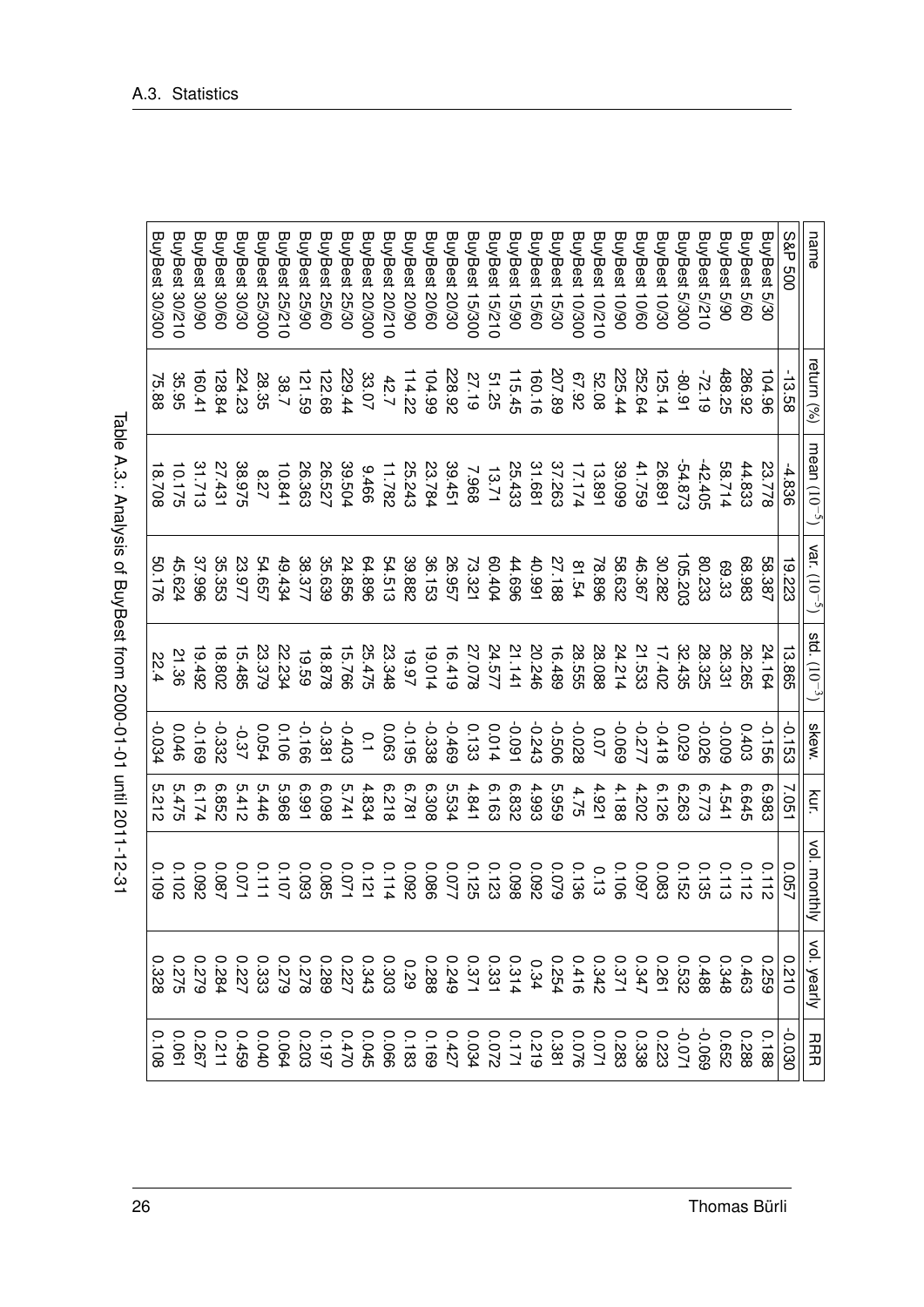| name | return (%) | mean ($10^{-5}$) | var. ($10^{-5}$) | std. ($10^{-3}$) | skew. | kur. | vol. monthly | vol. yearly | RRR |
|---|---|---|---|---|---|---|---|---|---|
| S&P 500 | -13.58 | -4.836 | 19.223 | 13.865 | -0.153 | 7.051 | 0.057 | 0.210 | -0.030 |
| BuyBest 5/30 | 104.96 | 23.778 | 58.387 | 24.164 | -0.156 | 6.983 | 0.112 | 0.259 | 0.188 |
| BuyBest 5/60 | 286.92 | 44.833 | 68.983 | 26.265 | 0.403 | 6.645 | 0.112 | 0.463 | 0.288 |
| BuyBest 5/90 | 488.25 | 58.714 | 69.33 | 26.331 | -0.009 | 4.541 | 0.113 | 0.348 | 0.652 |
| BuyBest 5/210 | -72.19 | -42.405 | 80.233 | 28.325 | -0.026 | 6.773 | 0.135 | 0.488 | -0.069 |
| BuyBest 5/300 | -80.91 | -54.873 | 105.203 | 32.435 | 0.029 | 6.263 | 0.152 | 0.532 | -0.071 |
| BuyBest 10/30 | 125.14 | 26.891 | 30.282 | 17.402 | -0.418 | 6.126 | 0.083 | 0.261 | 0.223 |
| BuyBest 10/60 | 252.64 | 41.759 | 46.367 | 21.533 | -0.277 | 4.202 | 0.097 | 0.347 | 0.338 |
| BuyBest 10/90 | 225.44 | 39.099 | 58.632 | 24.214 | -0.069 | 4.188 | 0.106 | 0.371 | 0.283 |
| BuyBest 10/210 | 52.08 | 13.891 | 78.896 | 28.088 | 0.07 | 4.921 | 0.13 | 0.342 | 0.071 |
| BuyBest 10/300 | 67.92 | 17.174 | 81.54 | 28.555 | -0.028 | 4.75 | 0.136 | 0.416 | 0.076 |
| BuyBest 15/30 | 207.89 | 37.263 | 27.188 | 16.489 | -0.506 | 5.959 | 0.079 | 0.254 | 0.381 |
| BuyBest 15/60 | 160.16 | 31.681 | 40.991 | 20.246 | -0.243 | 4.993 | 0.092 | 0.34 | 0.219 |
| BuyBest 15/90 | 115.45 | 25.433 | 44.696 | 21.141 | -0.091 | 6.832 | 0.098 | 0.314 | 0.171 |
| BuyBest 15/210 | 51.25 | 13.71 | 60.404 | 24.577 | 0.014 | 6.163 | 0.123 | 0.331 | 0.072 |
| BuyBest 15/300 | 27.19 | 7.968 | 73.321 | 27.078 | 0.133 | 4.841 | 0.125 | 0.371 | 0.034 |
| BuyBest 20/30 | 228.92 | 39.451 | 26.957 | 16.419 | -0.469 | 5.534 | 0.077 | 0.249 | 0.427 |
| BuyBest 20/60 | 104.99 | 23.784 | 36.153 | 19.014 | -0.338 | 6.308 | 0.086 | 0.288 | 0.169 |
| BuyBest 20/90 | 114.22 | 25.243 | 39.882 | 19.97 | -0.195 | 6.781 | 0.092 | 0.29 | 0.183 |
| BuyBest 20/210 | 42.7 | 11.782 | 54.513 | 23.348 | 0.063 | 6.218 | 0.114 | 0.303 | 0.066 |
| BuyBest 20/300 | 33.07 | 9.466 | 64.896 | 25.475 | 0.1 | 4.834 | 0.121 | 0.343 | 0.045 |
| BuyBest 25/30 | 229.44 | 39.504 | 24.856 | 15.766 | -0.403 | 5.741 | 0.071 | 0.227 | 0.470 |
| BuyBest 25/60 | 122.68 | 26.527 | 35.639 | 18.878 | -0.381 | 6.098 | 0.085 | 0.289 | 0.197 |
| BuyBest 25/90 | 121.59 | 26.363 | 38.377 | 19.59 | -0.166 | 6.991 | 0.093 | 0.278 | 0.203 |
| BuyBest 25/210 | 38.7 | 10.841 | 49.434 | 22.234 | 0.106 | 5.968 | 0.107 | 0.279 | 0.064 |
| BuyBest 25/300 | 28.35 | 8.27 | 54.657 | 23.379 | 0.054 | 5.446 | 0.111 | 0.333 | 0.040 |
| BuyBest 30/30 | 224.23 | 38.975 | 23.977 | 15.485 | -0.37 | 5.412 | 0.071 | 0.227 | 0.459 |
| BuyBest 30/60 | 128.84 | 27.431 | 35.353 | 18.802 | -0.332 | 6.852 | 0.087 | 0.284 | 0.211 |
| BuyBest 30/90 | 160.41 | 31.713 | 37.996 | 19.492 | -0.169 | 6.174 | 0.092 | 0.279 | 0.267 |
| BuyBest 30/210 | 35.95 | 10.175 | 45.624 | 21.36 | 0.046 | 5.475 | 0.102 | 0.275 | 0.061 |
| BuyBest 30/300 | 75.88 | 18.708 | 50.176 | 22.4 | -0.034 | 5.212 | 0.109 | 0.328 | 0.108 |

Table A.3.: Analysis of BuyBest from 2000-01-01 until 2011-12-31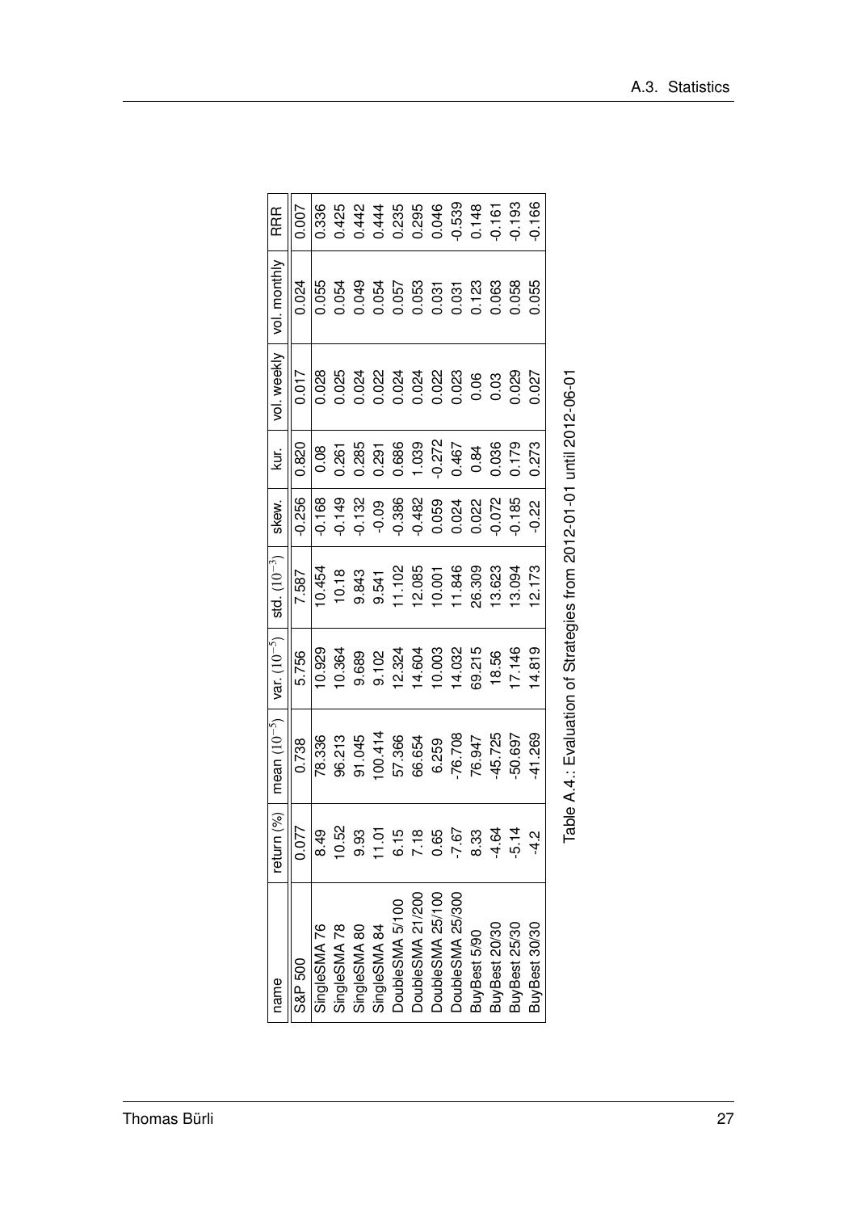| name | return (%) | mean $(10^{-5})$ | var. $(10^{-5})$ | std. $(10^{-3})$ | skew. | kur. | vol. weekly | vol. monthly | RRR |
|---|---|---|---|---|---|---|---|---|---|
| S&P 500 | 0.077 | 0.738 | 5.756 | 7.587 | -0.256 | 0.820 | 0.017 | 0.024 | 0.007 |
| SingleSMA 76 | 8.49 | 78.336 | 10.929 | 10.454 | -0.168 | 0.08 | 0.028 | 0.055 | 0.336 |
| SingleSMA 78 | 10.52 | 96.213 | 10.364 | 10.18 | -0.149 | 0.261 | 0.025 | 0.054 | 0.425 |
| SingleSMA 80 | 9.93 | 91.045 | 9.689 | 9.843 | -0.132 | 0.285 | 0.024 | 0.049 | 0.442 |
| SingleSMA 84 | 11.01 | 100.414 | 9.102 | 9.541 | -0.09 | 0.291 | 0.022 | 0.054 | 0.444 |
| DoubleSMA 5/100 | 6.15 | 57.366 | 12.324 | 11.102 | -0.386 | 0.686 | 0.024 | 0.057 | 0.235 |
| DoubleSMA 21/200 | 7.18 | 66.654 | 14.604 | 12.085 | -0.482 | 1.039 | 0.024 | 0.053 | 0.295 |
| DoubleSMA 25/100 | 0.65 | 6.259 | 10.003 | 10.001 | 0.059 | -0.272 | 0.022 | 0.031 | 0.046 |
| DoubleSMA 25/300 | -7.67 | -76.708 | 14.032 | 11.846 | 0.024 | 0.467 | 0.023 | 0.031 | -0.539 |
| BuyBest 5/90 | 8.33 | 76.947 | 69.215 | 26.309 | 0.022 | 0.84 | 0.06 | 0.123 | 0.148 |
| BuyBest 20/30 | -4.64 | -45.725 | 18.56 | 13.623 | -0.072 | 0.036 | 0.03 | 0.063 | -0.161 |
| BuyBest 25/30 | -5.14 | -50.697 | 17.146 | 13.094 | -0.185 | 0.179 | 0.029 | 0.058 | -0.193 |
| BuyBest 30/30 | -4.2 | -41.269 | 14.819 | 12.173 | -0.22 | 0.273 | 0.027 | 0.055 | -0.166 |

Table A.4.: Evaluation of Strategies from 2012-01-01 until 2012-06-01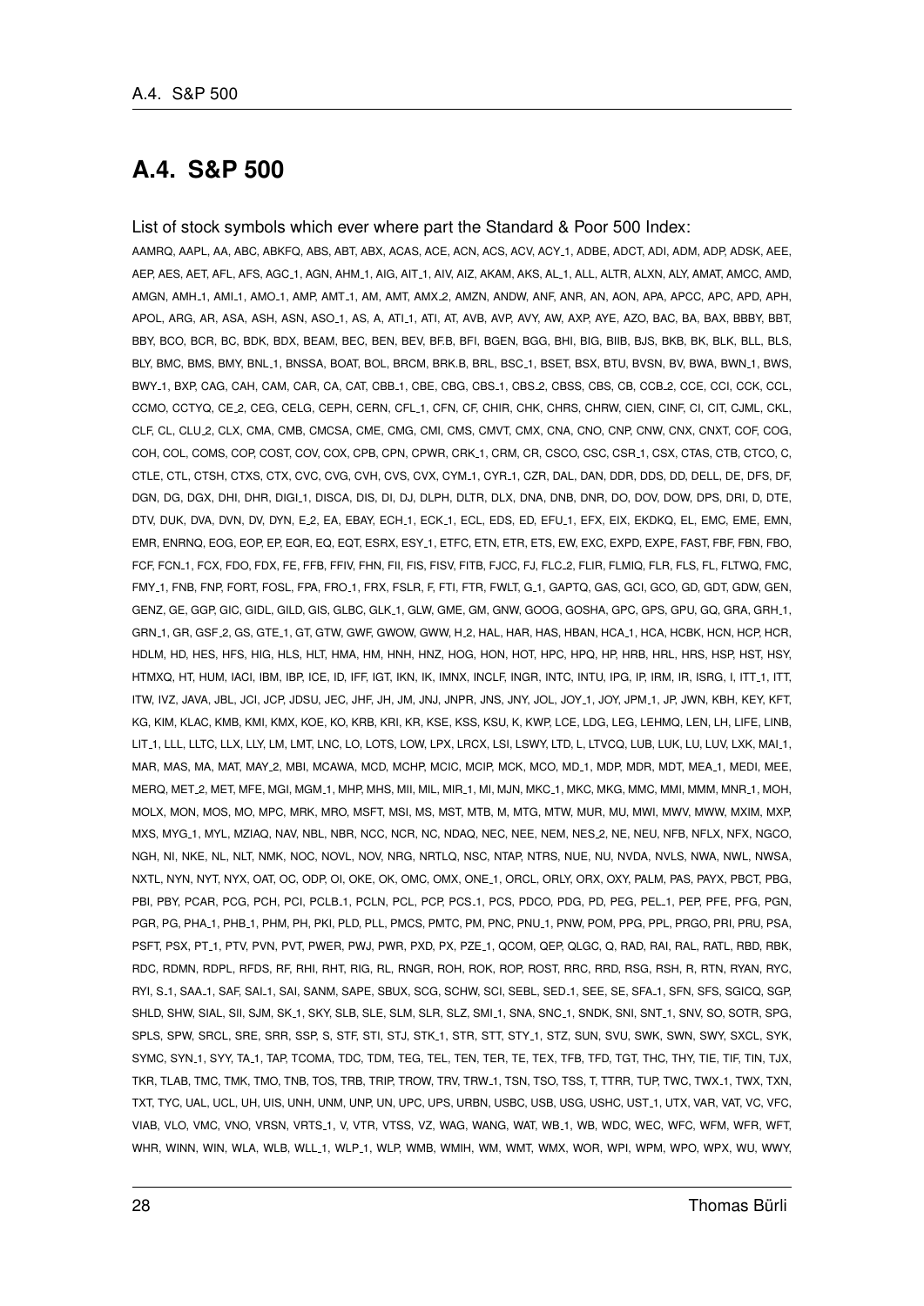## A.4. S&P 500

List of stock symbols which ever where part the Standard & Poor 500 Index:

AAMRQ, AAPL, AA, ABC, ABKFQ, ABS, ABT, ABX, ACAS, ACE, ACN, ACS, ACV, ACY_1, ADBE, ADCT, ADI, ADM, ADP, ADSK, AEE, AEP, AES, AET, AFL, AFS, AGC_1, AGN, AHM_1, AIG, AIT_1, AIV, AIZ, AKAM, AKS, AL_1, ALL, ALTR, ALXN, ALY, AMAT, AMCC, AMD, AMGN, AMH_1, AMI_1, AMO_1, AMP, AMT_1, AM, AMT, AMX_2, AMZN, ANDW, ANF, ANR, AN, AON, APA, APCC, APC, APD, APH, APOL, ARG, AR, ASA, ASH, ASN, ASO_1, AS, A, ATI_1, ATI, AT, AVB, AVP, AVY, AW, AXP, AYE, AZO, BAC, BA, BAX, BBBY, BBT, BBY, BCO, BCR, BC, BDK, BDX, BEAM, BEC, BEN, BEV, BF.B, BFI, BGEN, BGG, BHI, BIG, BIIB, BJS, BKB, BK, BLK, BLL, BLS, BLY, BMC, BMS, BMY, BNL_1, BNSSA, BOAT, BOL, BRCM, BRK.B, BRL, BSC_1, BSET, BSX, BTU, BVSN, BV, BWA, BWN_1, BWS, BWY_1, BXP, CAG, CAH, CAM, CAR, CA, CAT, CBB_1, CBE, CBG, CBS_1, CBS_2, CBSS, CBS, CB, CCB_2, CCE, CCI, CCK, CCL, CCMO, CCTYQ, CE_2, CEG, CELG, CEPH, CERN, CFL_1, CFN, CF, CHIR, CHK, CHRS, CHRW, CIEN, CINF, CI, CIT, CJML, CKL, CLF, CL, CLU_2, CLX, CMA, CMB, CMCSA, CME, CMG, CMI, CMS, CMVT, CMX, CNA, CNO, CNP, CNW, CNX, CNXT, COF, COG, COH, COL, COMS, COP, COST, COV, COX, CPB, CPN, CPWR, CRK_1, CRM, CR, CSCO, CSC, CSR_1, CSX, CTAS, CTB, CTCO, C, CTLE, CTL, CTSH, CTXS, CTX, CVC, CVG, CVH, CVS, CVX, CYM_1, CYR_1, CZR, DAL, DAN, DDR, DDS, DD, DELL, DE, DFS, DF, DGN, DG, DGX, DHI, DHR, DIGI_1, DISCA, DIS, DI, DJ, DLPH, DLTR, DLX, DNA, DNB, DNR, DO, DOV, DOW, DPS, DRI, D, DTE, DTV, DUK, DVA, DVN, DV, DYN, E_2, EA, EBAY, ECH_1, ECK_1, ECL, EDS, ED, EFU_1, EFX, EIX, EKDKQ, EL, EMC, EME, EMN, EMR, ENRNQ, EOG, EOP, EP, EQR, EQ, EQT, ESRX, ESY_1, ETFC, ETN, ETR, ETS, EW, EXC, EXPD, EXPE, FAST, FBF, FBN, FBO, FCF, FCN_1, FCX, FDO, FDX, FE, FFB, FFIV, FHN, FII, FIS, FISV, FITB, FJCC, FJ, FLC_2, FLIR, FLMIQ, FLR, FLS, FL, FLTWQ, FMC, FMY_1, FNB, FNP, FORT, FOSL, FPA, FRO_1, FRX, FSLR, F, FTI, FTR, FWLT, G_1, GAPTQ, GAS, GCI, GCO, GD, GDT, GDW, GEN, GENZ, GE, GGP, GIC, GIDL, GILD, GIS, GLBC, GLK_1, GLW, GME, GM, GNW, GOOG, GOSHA, GPC, GPS, GPU, GQ, GRA, GRH_1, GRN_1, GR, GSF_2, GS, GTE_1, GT, GTW, GWF, GWOW, GWW, H_2, HAL, HAR, HAS, HBAN, HCA_1, HCA, HCBK, HCN, HCP, HCR, HDLM, HD, HES, HFS, HIG, HLS, HLT, HMA, HM, HNH, HNZ, HOG, HON, HOT, HPC, HPQ, HP, HRB, HRL, HRS, HSP, HST, HSY, HTMXQ, HT, HUM, IACI, IBM, IBP, ICE, ID, IFF, IGT, IKN, IK, IMNX, INCLF, INGR, INTC, INTU, IPG, IP, IRM, IR, ISRG, I, ITT_1, ITT, ITW, IVZ, JAVA, JBL, JCI, JCP, JDSU, JEC, JHF, JH, JM, JNJ, JNPR, JNS, JNY, JOL, JOY_1, JOY, JPM_1, JP, JWN, KBH, KEY, KFT, KG, KIM, KLAC, KMB, KMI, KMX, KOE, KO, KRB, KRI, KR, KSE, KSS, KSU, K, KWP, LCE, LDG, LEG, LEHMQ, LEN, LH, LIFE, LINB, LIT_1, LLL, LLTC, LLX, LLY, LM, LMT, LNC, LO, LOTS, LOW, LPX, LRCX, LSI, LSWY, LTD, L, LTVCQ, LUB, LUK, LU, LUV, LXK, MAI_1, MAR, MAS, MA, MAT, MAY_2, MBI, MCAWA, MCD, MCHP, MCIC, MCIP, MCK, MCO, MD_1, MDP, MDR, MDT, MEA_1, MEDI, MEE, MERQ, MET_2, MET, MFE, MGI, MGM_1, MHP, MHS, MII, MIL, MIR_1, MI, MJN, MKC_1, MKC, MKG, MMC, MMI, MMM, MNR_1, MOH, MOLX, MON, MOS, MO, MPC, MRK, MRO, MSFT, MSI, MS, MST, MTB, M, MTG, MTW, MUR, MU, MWI, MWV, MWW, MXIM, MXP, MXS, MYG_1, MYL, MZIAQ, NAV, NBL, NBR, NCC, NCR, NC, NDAQ, NEC, NEE, NEM, NES_2, NE, NEU, NFB, NFLX, NFX, NGCO, NGH, NI, NKE, NL, NLT, NMK, NOC, NOVL, NOV, NRG, NRTLQ, NSC, NTAP, NTRS, NUE, NU, NVDA, NVLS, NWA, NWL, NWSA, NXTL, NYN, NYT, NYX, OAT, OC, ODP, OI, OKE, OK, OMC, OMX, ONE_1, ORCL, ORLY, ORX, OXY, PALM, PAS, PAYX, PBCT, PBG, PBI, PBY, PCAR, PCG, PCH, PCI, PCLB_1, PCLN, PCL, PCP, PCS_1, PCS, PDCO, PDG, PD, PEG, PEL_1, PEP, PFE, PFG, PGN, PGR, PG, PHA_1, PHB_1, PHM, PH, PKI, PLD, PLL, PMCS, PMTC, PM, PNC, PNU_1, PNW, POM, PPG, PPL, PRGO, PRI, PRU, PSA, PSFT, PSX, PT_1, PTV, PVN, PVT, PWER, PWJ, PWR, PXD, PX, PZE_1, QCOM, QEP, QLGC, Q, RAD, RAI, RAL, RATL, RBD, RBK, RDC, RDMN, RDPL, RFDS, RF, RHI, RHT, RIG, RL, RNGR, ROH, ROK, ROP, ROST, RRC, RRD, RSG, RSH, R, RTN, RYAN, RYC, RYI, S_1, SAA_1, SAF, SAI_1, SAI, SANM, SAPE, SBUX, SCG, SCHW, SCI, SEBL, SED_1, SEE, SE, SFA_1, SFN, SFS, SGICQ, SGP, SHLD, SHW, SIAL, SII, SJM, SK_1, SKY, SLB, SLE, SLM, SLR, SLZ, SMI_1, SNA, SNC_1, SNDK, SNI, SNT_1, SNV, SO, SOTR, SPG, SPLS, SPW, SRCL, SRE, SRR, SSP, S, STF, STI, STJ, STK_1, STR, STT, STY_1, STZ, SUN, SVU, SWK, SWN, SWY, SXCL, SYK, SYMC, SYN_1, SYY, TA_1, TAP, TCOMA, TDC, TDM, TEG, TEL, TEN, TER, TE, TEX, TFB, TFD, TGT, THC, THY, TIE, TIF, TIN, TJX, TKR, TLAB, TMC, TMK, TMO, TNB, TOS, TRB, TRIP, TROW, TRV, TRW_1, TSN, TSO, TSS, T, TTRR, TUP, TWC, TWX_1, TWX, TXN, TXT, TYC, UAL, UCL, UH, UIS, UNH, UNM, UNP, UN, UPC, UPS, URBN, USBC, USB, USG, USHC, UST_1, UTX, VAR, VAT, VC, VFC, VIAB, VLO, VMC, VNO, VRSN, VRTS_1, V, VTR, VTSS, VZ, WAG, WANG, WAT, WB_1, WB, WDC, WEC, WFC, WFM, WFR, WFT, WHR, WINN, WIN, WLA, WLB, WLL_1, WLP_1, WLP, WMB, WMIH, WM, WMT, WMX, WOR, WPI, WPM, WPO, WPX, WU, WWY,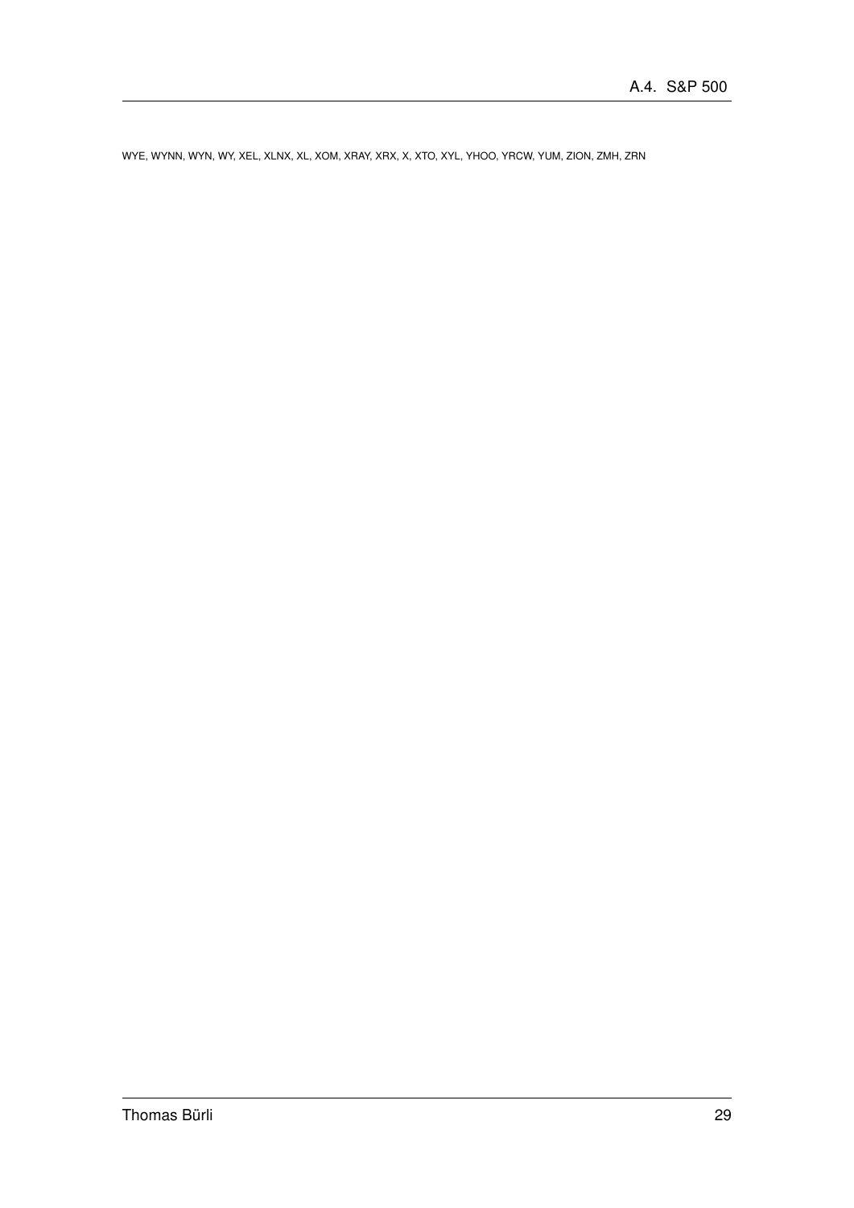WYE, WYNN, WYN, WY, XEL, XLNX, XL, XOM, XRAY, XRX, X, XTO, XYL, YHOO, YRCW, YUM, ZION, ZMH, ZRN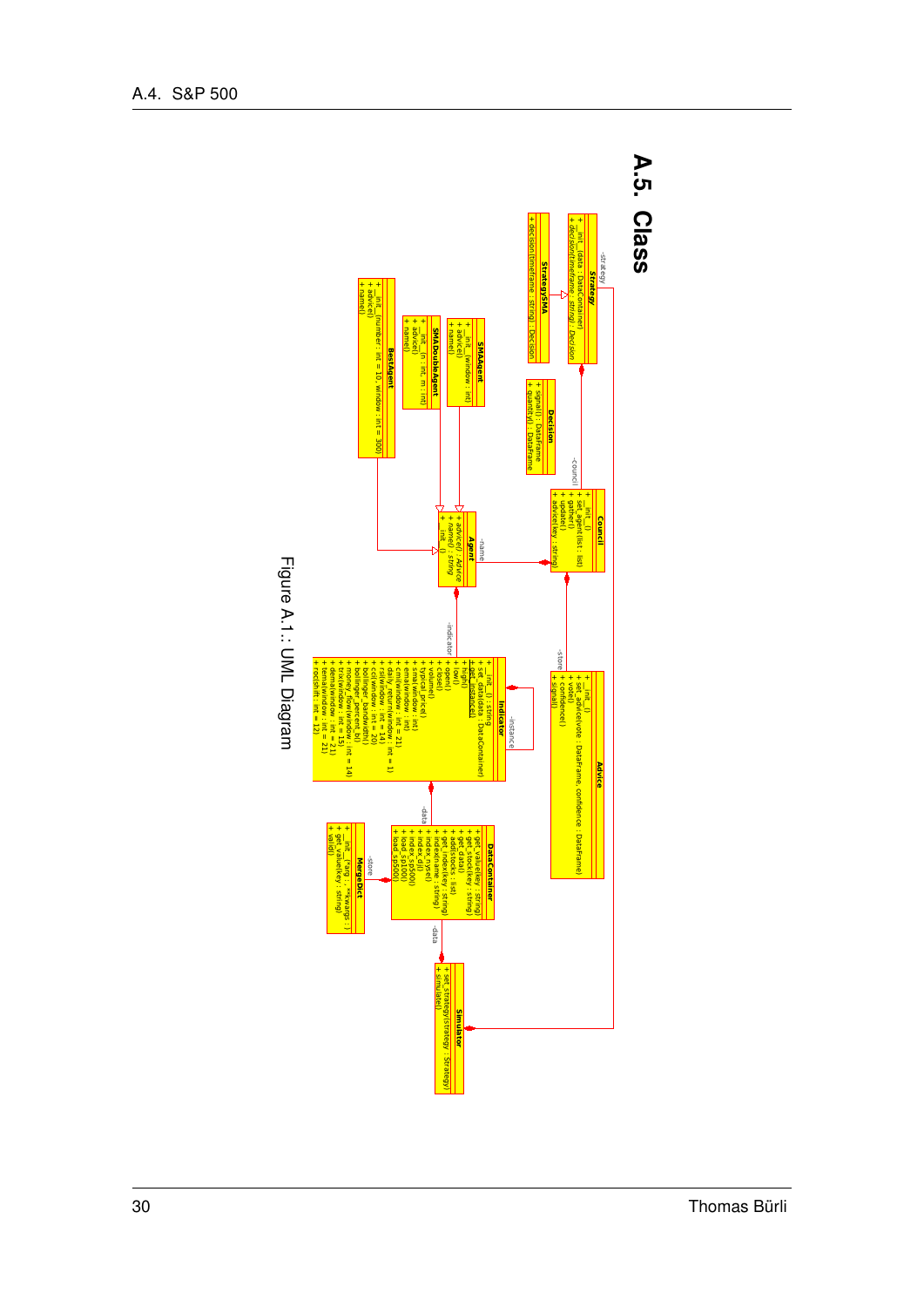## A.5. Class

Strategy
- -strategy
+ __init__(data : DataContainer)
+ decision(timeframe : string) : Decision

StrategySMA
+ decision(timeframe : string) : Decision

Decision
+ signal() : DataFrame
+ quantity() : DataFrame

Council
+ __init__()
+ set_agent(list : list)
+ gather()
+ update()
+ advice(key : string)

Advice
+ __init__()
+ set_advice(vote : DataFrame, confidence : DataFrame)
+ vote()
+ confidence()
+ signal()

SMAAgent
+ __init__(window : int)
+ advice()
+ name()

SMADoubleAgent
+ __init__(n : int, m : int)
+ advice()
+ name()

BestAgent
+ __init__(number : int = 10, window : int = 300)
+ advice()
+ name()

Agent
+ advice() : Advice
+ name() : string
+ __init__()

Indicator
+ __init__() : string
+ set_data(data : DataContainer)
+ get_instance()
+ high()
+ low()
+ open()
+ close()
+ volume()
+ typical_price()
+ sma(window : int)
+ ema(window : int)
+ cmi(window : int = 21)
+ daily_return(window : int = 1)
+ rsi(window : int = 14)
+ cci(window : int = 20)
+ bollinger_bandwidth()
+ bollinger_percent_b()
+ money_flow(window : int = 14)
+ trix(window : int = 15)
+ dema(window : int = 21)
+ tema(window : int = 21)
+ roc(shift : int = 12)

DataContainer
+ get_value(key : string)
+ get_stock(key : string)
+ get_data()
+ add(stocks : list)
+ get_index(key : string)
+ index(name : string)
+ index_ftse()
+ index_dji()
+ index_sp500()
+ load_sp100()
+ load_sp500()

MergeDict
+ __init__(*arg : , **kwargs : )
+ get_value(key : string)
+ valid()

Simulator
+ set_strategy(strategy : Strategy)
+ simulate()

Figure A.1.: UML Diagram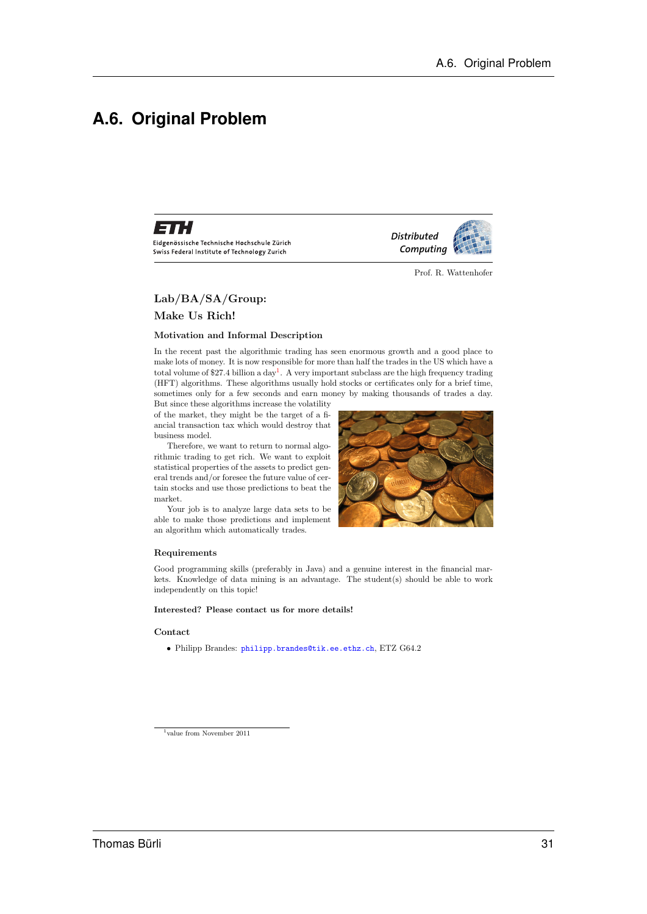## A.6. Original Problem

**ETH** Eidgenössische Technische Hochschule Zürich
Swiss Federal Institute of Technology Zurich

*Distributed Computing*

Prof. R. Wattenhofer

### Lab/BA/SA/Group:
### Make Us Rich!

#### Motivation and Informal Description

In the recent past the algorithmic trading has seen enormous growth and a good place to make lots of money. It is now responsible for more than half the trades in the US which have a total volume of $27.4 billion a day[1]. A very important subclass are the high frequency trading (HFT) algorithms. These algorithms usually hold stocks or certificates only for a brief time, sometimes only for a few seconds and earn money by making thousands of trades a day. But since these algorithms increase the volatility of the market, they might be the target of a financial transaction tax which would destroy that business model.

Therefore, we want to return to normal algorithmic trading to get rich. We want to exploit statistical properties of the assets to predict general trends and/or foresee the future value of certain stocks and use those predictions to beat the market.

Your job is to analyze large data sets to be able to make those predictions and implement an algorithm which automatically trades.

#### Requirements

Good programming skills (preferably in Java) and a genuine interest in the financial markets. Knowledge of data mining is an advantage. The student(s) should be able to work independently on this topic!

**Interested? Please contact us for more details!**

#### Contact

- Philipp Brandes: philipp.brandes@tik.ee.ethz.ch, ETZ G64.2

[1] value from November 2011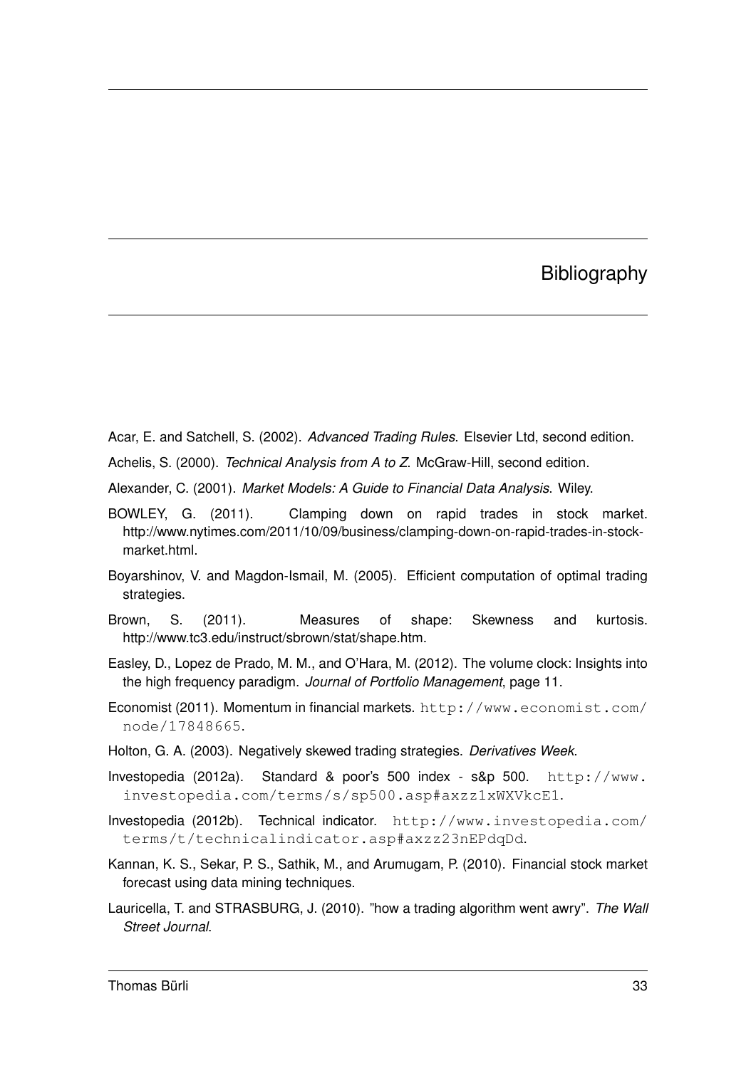# Bibliography

Acar, E. and Satchell, S. (2002). *Advanced Trading Rules*. Elsevier Ltd, second edition.

Achelis, S. (2000). *Technical Analysis from A to Z*. McGraw-Hill, second edition.

Alexander, C. (2001). *Market Models: A Guide to Financial Data Analysis*. Wiley.

BOWLEY, G. (2011). Clamping down on rapid trades in stock market. http://www.nytimes.com/2011/10/09/business/clamping-down-on-rapid-trades-in-stock-market.html.

Boyarshinov, V. and Magdon-Ismail, M. (2005). Efficient computation of optimal trading strategies.

Brown, S. (2011). Measures of shape: Skewness and kurtosis. http://www.tc3.edu/instruct/sbrown/stat/shape.htm.

Easley, D., Lopez de Prado, M. M., and O'Hara, M. (2012). The volume clock: Insights into the high frequency paradigm. *Journal of Portfolio Management*, page 11.

Economist (2011). Momentum in financial markets. `http://www.economist.com/node/17848665`.

Holton, G. A. (2003). Negatively skewed trading strategies. *Derivatives Week*.

Investopedia (2012a). Standard & poor's 500 index - s&p 500. `http://www.investopedia.com/terms/s/sp500.asp#axzz1xWXVkcE1`.

Investopedia (2012b). Technical indicator. `http://www.investopedia.com/terms/t/technicalindicator.asp#axzz23nEPdqDd`.

Kannan, K. S., Sekar, P. S., Sathik, M., and Arumugam, P. (2010). Financial stock market forecast using data mining techniques.

Lauricella, T. and STRASBURG, J. (2010). "how a trading algorithm went awry". *The Wall Street Journal*.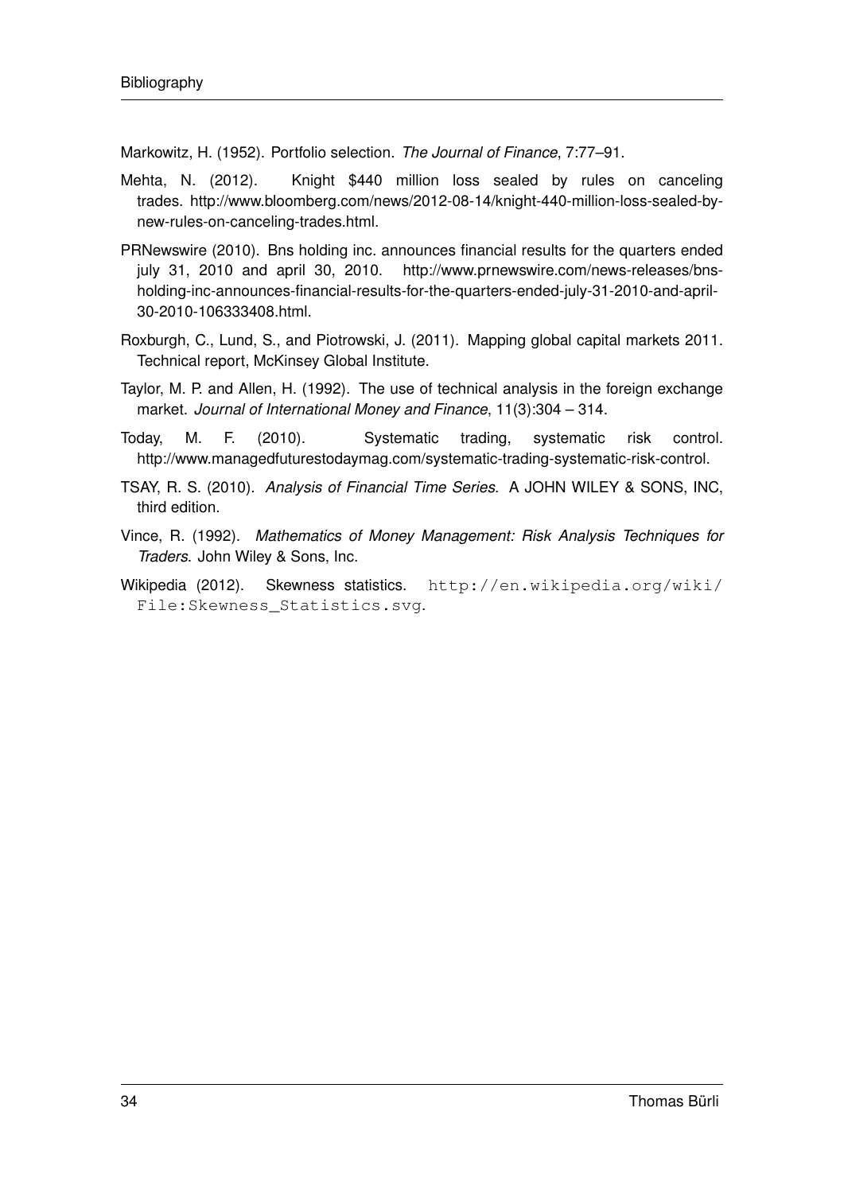Markowitz, H. (1952). Portfolio selection. *The Journal of Finance*, 7:77–91.

Mehta, N. (2012). Knight $440 million loss sealed by rules on canceling trades. http://www.bloomberg.com/news/2012-08-14/knight-440-million-loss-sealed-by-new-rules-on-canceling-trades.html.

PRNewswire (2010). Bns holding inc. announces financial results for the quarters ended july 31, 2010 and april 30, 2010. http://www.prnewswire.com/news-releases/bns-holding-inc-announces-financial-results-for-the-quarters-ended-july-31-2010-and-april-30-2010-106333408.html.

Roxburgh, C., Lund, S., and Piotrowski, J. (2011). Mapping global capital markets 2011. Technical report, McKinsey Global Institute.

Taylor, M. P. and Allen, H. (1992). The use of technical analysis in the foreign exchange market. *Journal of International Money and Finance*, 11(3):304 – 314.

Today, M. F. (2010). Systematic trading, systematic risk control. http://www.managedfuturestodaymag.com/systematic-trading-systematic-risk-control.

TSAY, R. S. (2010). *Analysis of Financial Time Series*. A JOHN WILEY & SONS, INC, third edition.

Vince, R. (1992). *Mathematics of Money Management: Risk Analysis Techniques for Traders*. John Wiley & Sons, Inc.

Wikipedia (2012). Skewness statistics. `http://en.wikipedia.org/wiki/File:Skewness_Statistics.svg`.